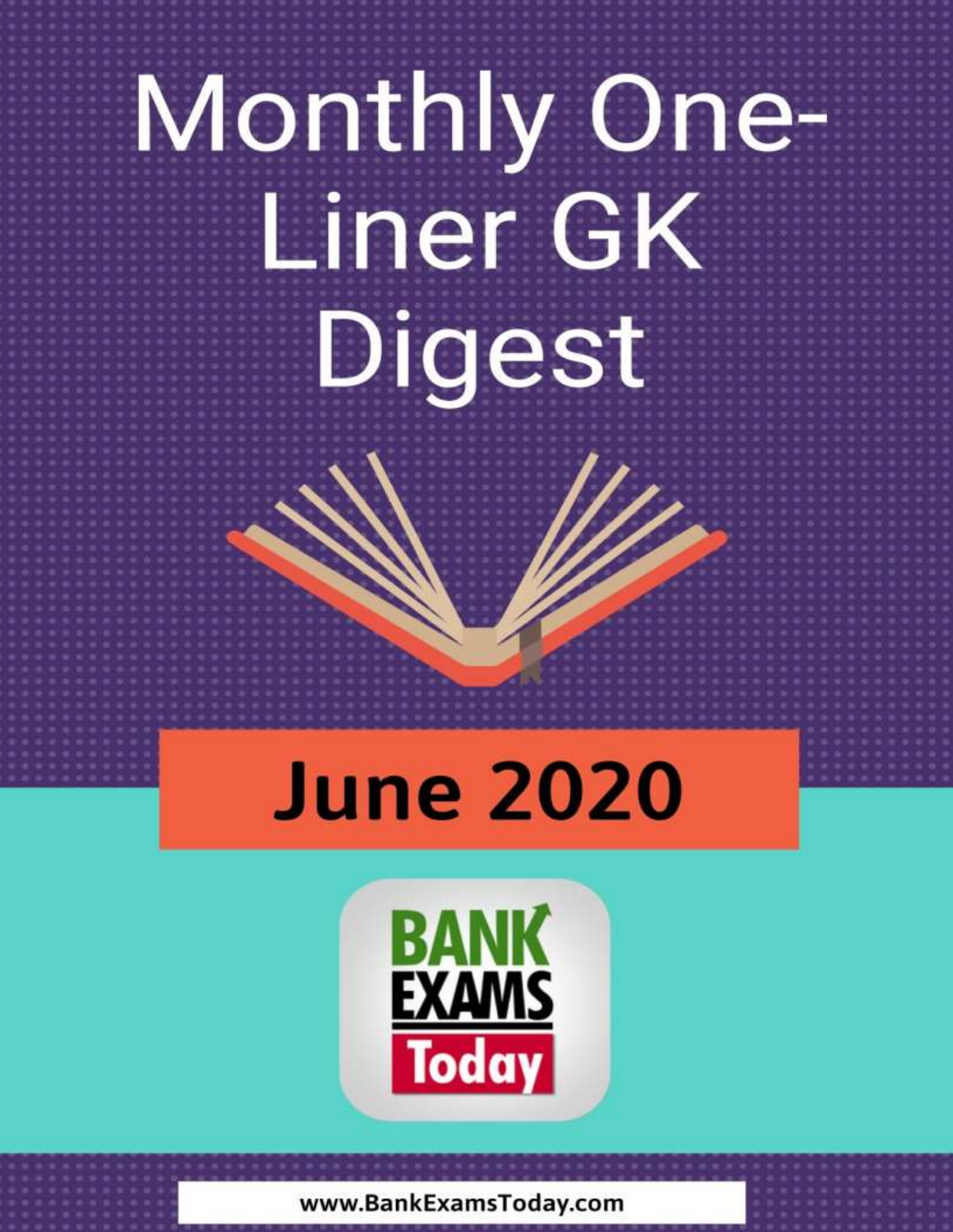# Monthly One-Liner GK Digest

## June 2020

BANK EXAMS Today

www.BankExamsToday.com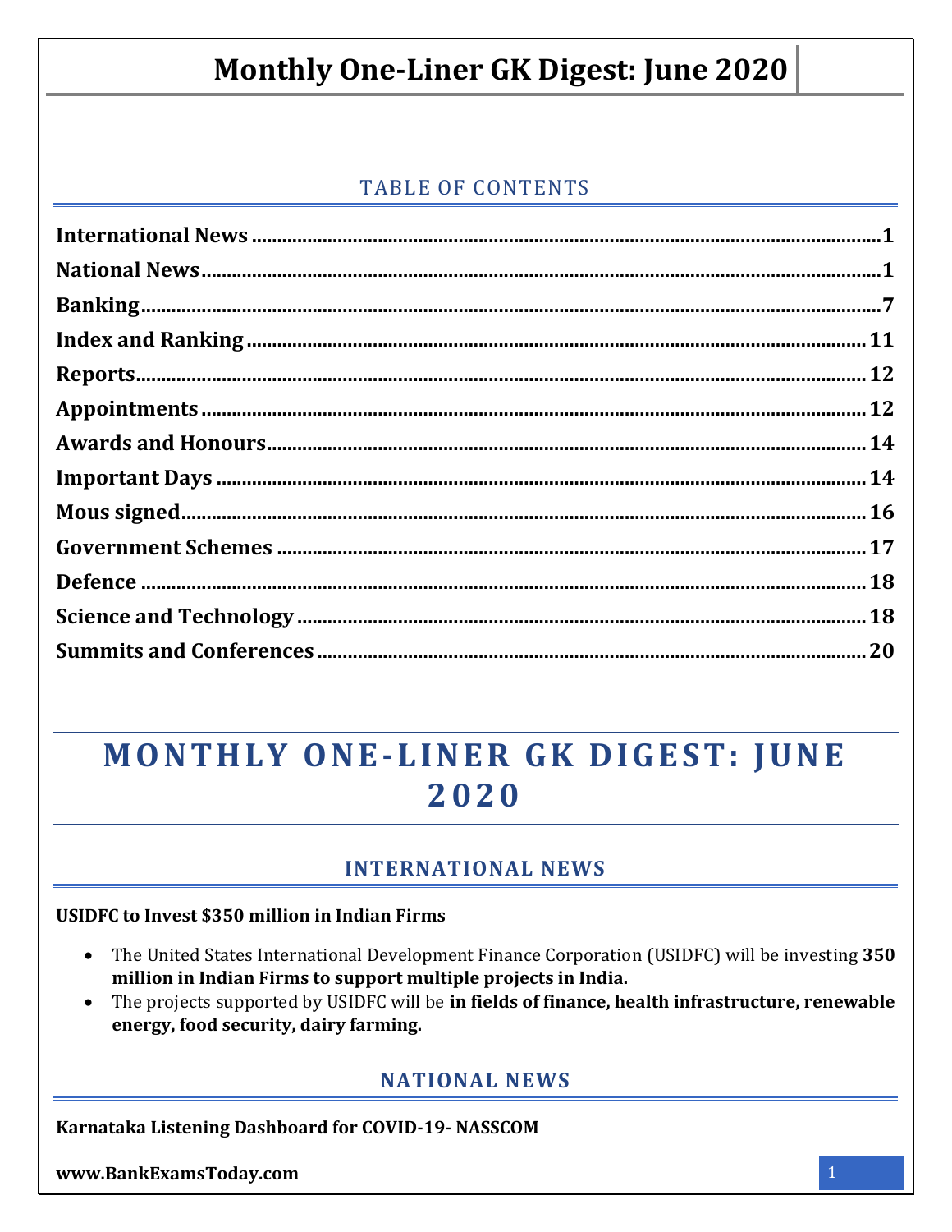# Monthly One-Liner GK Digest: June 2020

## TABLE OF CONTENTS

- **International News** ........ 1
- **National News** ........ 1
- **Banking** ........ 7
- **Index and Ranking** ........ 11
- **Reports** ........ 12
- **Appointments** ........ 12
- **Awards and Honours** ........ 14
- **Important Days** ........ 14
- **Mous signed** ........ 16
- **Government Schemes** ........ 17
- **Defence** ........ 18
- **Science and Technology** ........ 18
- **Summits and Conferences** ........ 20

# MONTHLY ONE-LINER GK DIGEST: JUNE 2020

## INTERNATIONAL NEWS

**USIDFC to Invest $350 million in Indian Firms**

- The United States International Development Finance Corporation (USIDFC) will be investing **350 million in Indian Firms to support multiple projects in India.**
- The projects supported by USIDFC will be **in fields of finance, health infrastructure, renewable energy, food security, dairy farming.**

## NATIONAL NEWS

**Karnataka Listening Dashboard for COVID-19- NASSCOM**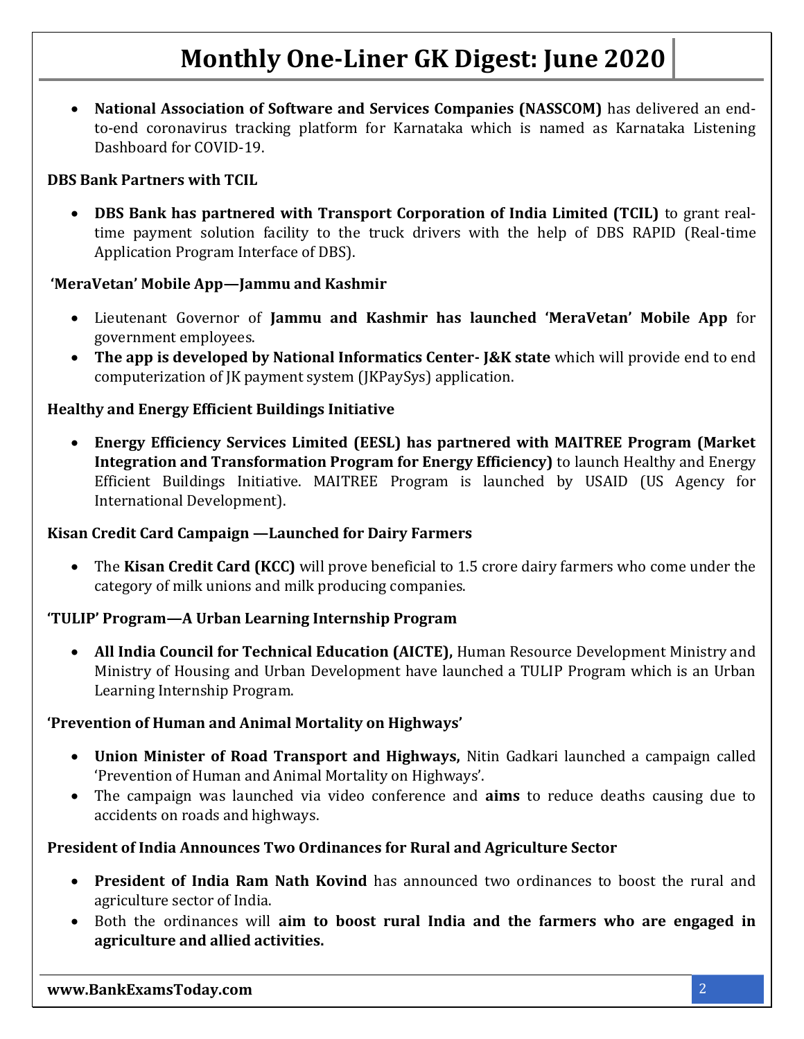- **National Association of Software and Services Companies (NASSCOM)** has delivered an end-to-end coronavirus tracking platform for Karnataka which is named as Karnataka Listening Dashboard for COVID-19.

**DBS Bank Partners with TCIL**

- **DBS Bank has partnered with Transport Corporation of India Limited (TCIL)** to grant real-time payment solution facility to the truck drivers with the help of DBS RAPID (Real-time Application Program Interface of DBS).

**'MeraVetan' Mobile App—Jammu and Kashmir**

- Lieutenant Governor of **Jammu and Kashmir has launched 'MeraVetan' Mobile App** for government employees.
- **The app is developed by National Informatics Center- J&K state** which will provide end to end computerization of JK payment system (JKPaySys) application.

**Healthy and Energy Efficient Buildings Initiative**

- **Energy Efficiency Services Limited (EESL) has partnered with MAITREE Program (Market Integration and Transformation Program for Energy Efficiency)** to launch Healthy and Energy Efficient Buildings Initiative. MAITREE Program is launched by USAID (US Agency for International Development).

**Kisan Credit Card Campaign —Launched for Dairy Farmers**

- The **Kisan Credit Card (KCC)** will prove beneficial to 1.5 crore dairy farmers who come under the category of milk unions and milk producing companies.

**'TULIP' Program—A Urban Learning Internship Program**

- **All India Council for Technical Education (AICTE),** Human Resource Development Ministry and Ministry of Housing and Urban Development have launched a TULIP Program which is an Urban Learning Internship Program.

**'Prevention of Human and Animal Mortality on Highways'**

- **Union Minister of Road Transport and Highways,** Nitin Gadkari launched a campaign called 'Prevention of Human and Animal Mortality on Highways'.
- The campaign was launched via video conference and **aims** to reduce deaths causing due to accidents on roads and highways.

**President of India Announces Two Ordinances for Rural and Agriculture Sector**

- **President of India Ram Nath Kovind** has announced two ordinances to boost the rural and agriculture sector of India.
- Both the ordinances will **aim to boost rural India and the farmers who are engaged in agriculture and allied activities.**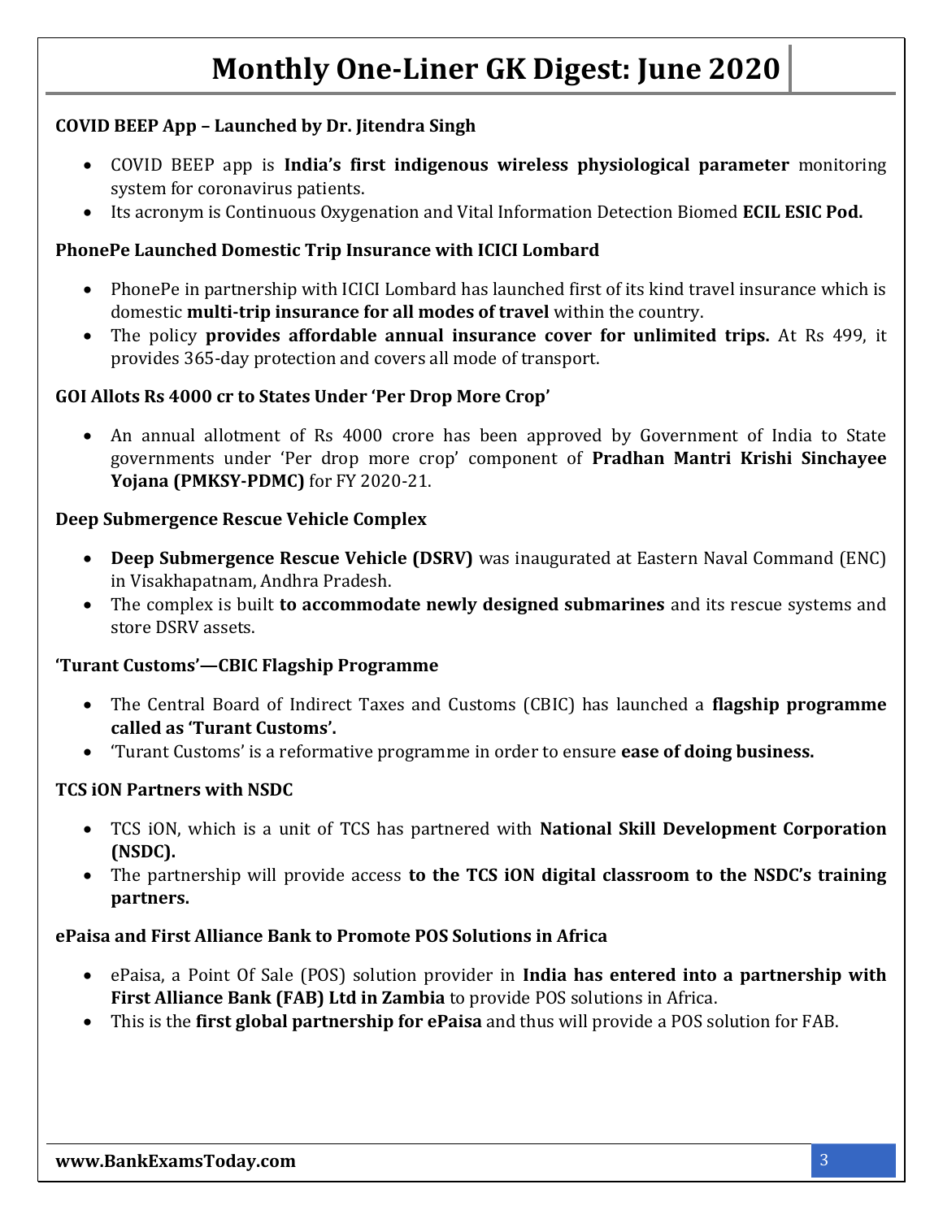### COVID BEEP App – Launched by Dr. Jitendra Singh

- COVID BEEP app is **India's first indigenous wireless physiological parameter** monitoring system for coronavirus patients.
- Its acronym is Continuous Oxygenation and Vital Information Detection Biomed **ECIL ESIC Pod.**

### PhonePe Launched Domestic Trip Insurance with ICICI Lombard

- PhonePe in partnership with ICICI Lombard has launched first of its kind travel insurance which is domestic **multi-trip insurance for all modes of travel** within the country.
- The policy **provides affordable annual insurance cover for unlimited trips.** At Rs 499, it provides 365-day protection and covers all mode of transport.

### GOI Allots Rs 4000 cr to States Under 'Per Drop More Crop'

- An annual allotment of Rs 4000 crore has been approved by Government of India to State governments under 'Per drop more crop' component of **Pradhan Mantri Krishi Sinchayee Yojana (PMKSY-PDMC)** for FY 2020-21.

### Deep Submergence Rescue Vehicle Complex

- **Deep Submergence Rescue Vehicle (DSRV)** was inaugurated at Eastern Naval Command (ENC) in Visakhapatnam, Andhra Pradesh.
- The complex is built **to accommodate newly designed submarines** and its rescue systems and store DSRV assets.

### 'Turant Customs'—CBIC Flagship Programme

- The Central Board of Indirect Taxes and Customs (CBIC) has launched a **flagship programme called as 'Turant Customs'.**
- 'Turant Customs' is a reformative programme in order to ensure **ease of doing business.**

### TCS iON Partners with NSDC

- TCS iON, which is a unit of TCS has partnered with **National Skill Development Corporation (NSDC).**
- The partnership will provide access **to the TCS iON digital classroom to the NSDC's training partners.**

### ePaisa and First Alliance Bank to Promote POS Solutions in Africa

- ePaisa, a Point Of Sale (POS) solution provider in **India has entered into a partnership with First Alliance Bank (FAB) Ltd in Zambia** to provide POS solutions in Africa.
- This is the **first global partnership for ePaisa** and thus will provide a POS solution for FAB.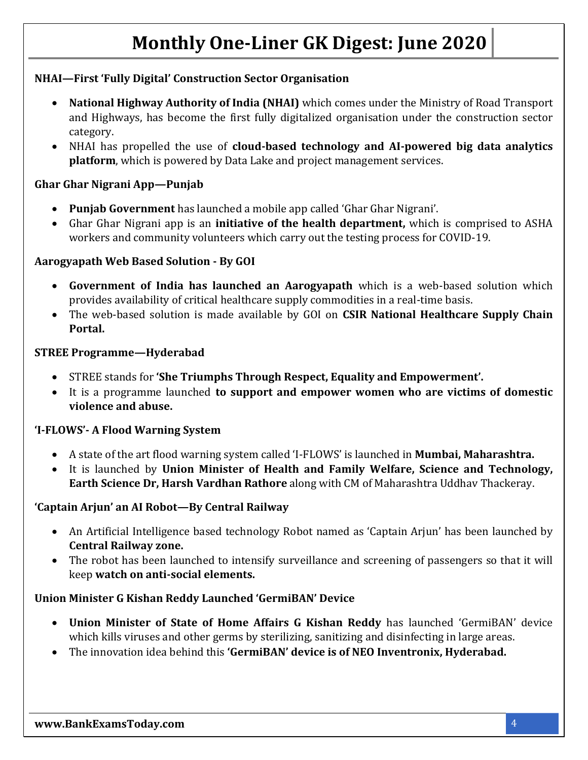### NHAI—First 'Fully Digital' Construction Sector Organisation

- **National Highway Authority of India (NHAI)** which comes under the Ministry of Road Transport and Highways, has become the first fully digitalized organisation under the construction sector category.
- NHAI has propelled the use of **cloud-based technology and AI-powered big data analytics platform**, which is powered by Data Lake and project management services.

### Ghar Ghar Nigrani App—Punjab

- **Punjab Government** has launched a mobile app called 'Ghar Ghar Nigrani'.
- Ghar Ghar Nigrani app is an **initiative of the health department,** which is comprised to ASHA workers and community volunteers which carry out the testing process for COVID-19.

### Aarogyapath Web Based Solution - By GOI

- **Government of India has launched an Aarogyapath** which is a web-based solution which provides availability of critical healthcare supply commodities in a real-time basis.
- The web-based solution is made available by GOI on **CSIR National Healthcare Supply Chain Portal.**

### STREE Programme—Hyderabad

- STREE stands for **'She Triumphs Through Respect, Equality and Empowerment'.**
- It is a programme launched **to support and empower women who are victims of domestic violence and abuse.**

### 'I-FLOWS'- A Flood Warning System

- A state of the art flood warning system called 'I-FLOWS' is launched in **Mumbai, Maharashtra.**
- It is launched by **Union Minister of Health and Family Welfare, Science and Technology, Earth Science Dr, Harsh Vardhan Rathore** along with CM of Maharashtra Uddhav Thackeray.

### 'Captain Arjun' an AI Robot—By Central Railway

- An Artificial Intelligence based technology Robot named as 'Captain Arjun' has been launched by **Central Railway zone.**
- The robot has been launched to intensify surveillance and screening of passengers so that it will keep **watch on anti-social elements.**

### Union Minister G Kishan Reddy Launched 'GermiBAN' Device

- **Union Minister of State of Home Affairs G Kishan Reddy** has launched 'GermiBAN' device which kills viruses and other germs by sterilizing, sanitizing and disinfecting in large areas.
- The innovation idea behind this **'GermiBAN' device is of NEO Inventronix, Hyderabad.**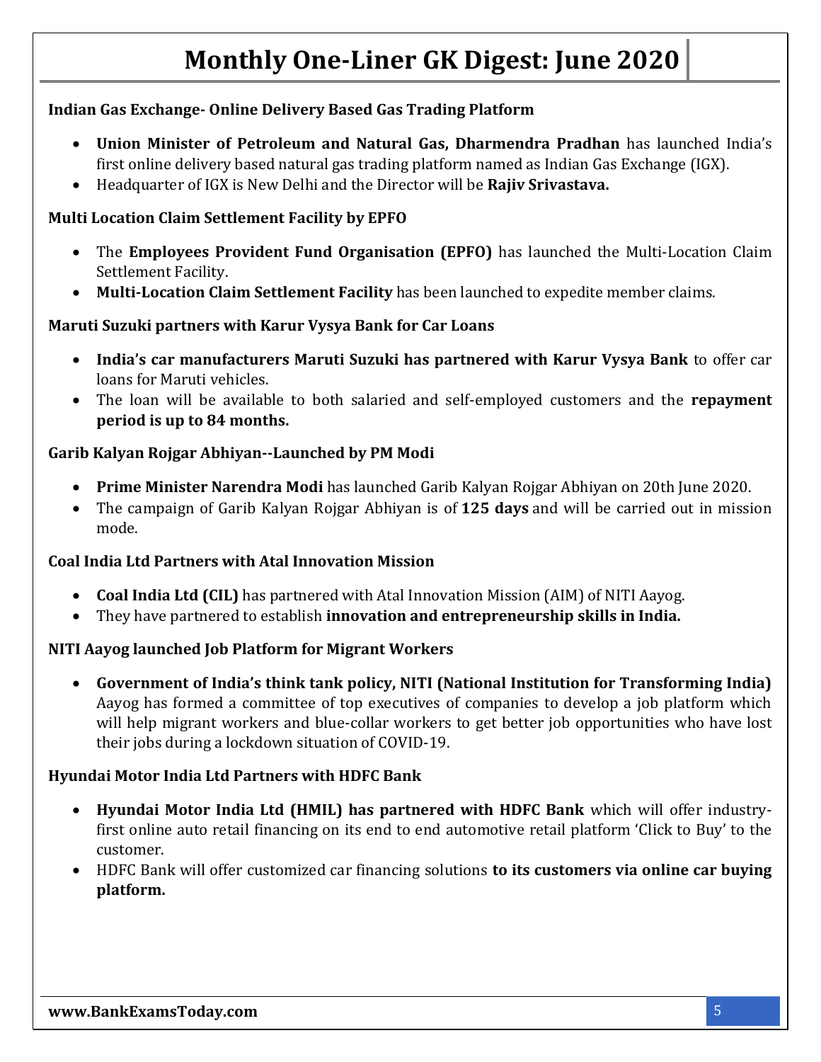**Indian Gas Exchange- Online Delivery Based Gas Trading Platform**

- **Union Minister of Petroleum and Natural Gas, Dharmendra Pradhan** has launched India's first online delivery based natural gas trading platform named as Indian Gas Exchange (IGX).
- Headquarter of IGX is New Delhi and the Director will be **Rajiv Srivastava.**

**Multi Location Claim Settlement Facility by EPFO**

- The **Employees Provident Fund Organisation (EPFO)** has launched the Multi-Location Claim Settlement Facility.
- **Multi-Location Claim Settlement Facility** has been launched to expedite member claims.

**Maruti Suzuki partners with Karur Vysya Bank for Car Loans**

- **India's car manufacturers Maruti Suzuki has partnered with Karur Vysya Bank** to offer car loans for Maruti vehicles.
- The loan will be available to both salaried and self-employed customers and the **repayment period is up to 84 months.**

**Garib Kalyan Rojgar Abhiyan--Launched by PM Modi**

- **Prime Minister Narendra Modi** has launched Garib Kalyan Rojgar Abhiyan on 20th June 2020.
- The campaign of Garib Kalyan Rojgar Abhiyan is of **125 days** and will be carried out in mission mode.

**Coal India Ltd Partners with Atal Innovation Mission**

- **Coal India Ltd (CIL)** has partnered with Atal Innovation Mission (AIM) of NITI Aayog.
- They have partnered to establish **innovation and entrepreneurship skills in India.**

**NITI Aayog launched Job Platform for Migrant Workers**

- **Government of India's think tank policy, NITI (National Institution for Transforming India)** Aayog has formed a committee of top executives of companies to develop a job platform which will help migrant workers and blue-collar workers to get better job opportunities who have lost their jobs during a lockdown situation of COVID-19.

**Hyundai Motor India Ltd Partners with HDFC Bank**

- **Hyundai Motor India Ltd (HMIL) has partnered with HDFC Bank** which will offer industry-first online auto retail financing on its end to end automotive retail platform 'Click to Buy' to the customer.
- HDFC Bank will offer customized car financing solutions **to its customers via online car buying platform.**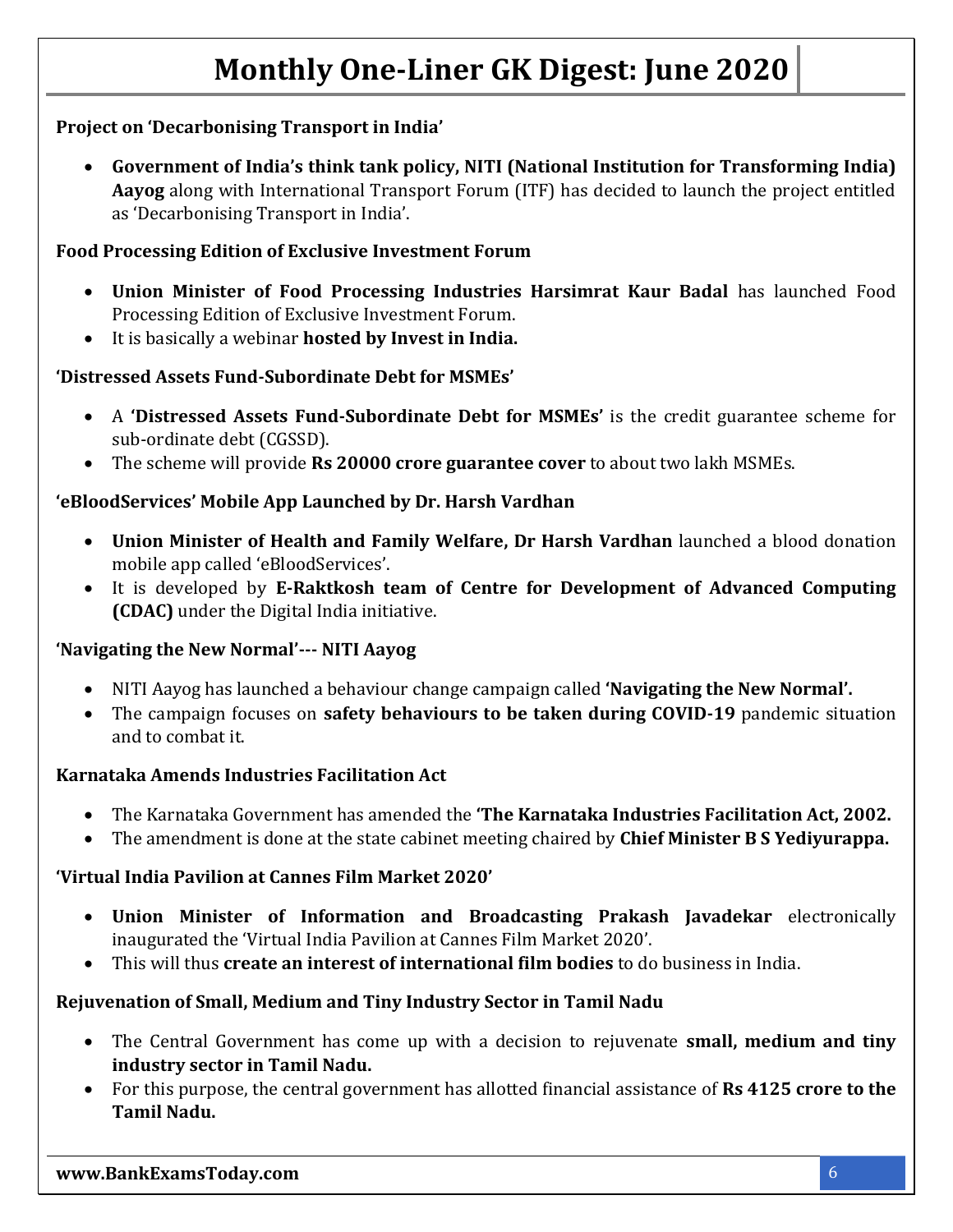### Project on 'Decarbonising Transport in India'

- **Government of India's think tank policy, NITI (National Institution for Transforming India) Aayog** along with International Transport Forum (ITF) has decided to launch the project entitled as 'Decarbonising Transport in India'.

### Food Processing Edition of Exclusive Investment Forum

- **Union Minister of Food Processing Industries Harsimrat Kaur Badal** has launched Food Processing Edition of Exclusive Investment Forum.
- It is basically a webinar **hosted by Invest in India.**

### 'Distressed Assets Fund-Subordinate Debt for MSMEs'

- A **'Distressed Assets Fund-Subordinate Debt for MSMEs'** is the credit guarantee scheme for sub-ordinate debt (CGSSD).
- The scheme will provide **Rs 20000 crore guarantee cover** to about two lakh MSMEs.

### 'eBloodServices' Mobile App Launched by Dr. Harsh Vardhan

- **Union Minister of Health and Family Welfare, Dr Harsh Vardhan** launched a blood donation mobile app called 'eBloodServices'.
- It is developed by **E-Raktkosh team of Centre for Development of Advanced Computing (CDAC)** under the Digital India initiative.

### 'Navigating the New Normal'--- NITI Aayog

- NITI Aayog has launched a behaviour change campaign called **'Navigating the New Normal'.**
- The campaign focuses on **safety behaviours to be taken during COVID-19** pandemic situation and to combat it.

### Karnataka Amends Industries Facilitation Act

- The Karnataka Government has amended the **'The Karnataka Industries Facilitation Act, 2002.**
- The amendment is done at the state cabinet meeting chaired by **Chief Minister B S Yediyurappa.**

### 'Virtual India Pavilion at Cannes Film Market 2020'

- **Union Minister of Information and Broadcasting Prakash Javadekar** electronically inaugurated the 'Virtual India Pavilion at Cannes Film Market 2020'.
- This will thus **create an interest of international film bodies** to do business in India.

### Rejuvenation of Small, Medium and Tiny Industry Sector in Tamil Nadu

- The Central Government has come up with a decision to rejuvenate **small, medium and tiny industry sector in Tamil Nadu.**
- For this purpose, the central government has allotted financial assistance of **Rs 4125 crore to the Tamil Nadu.**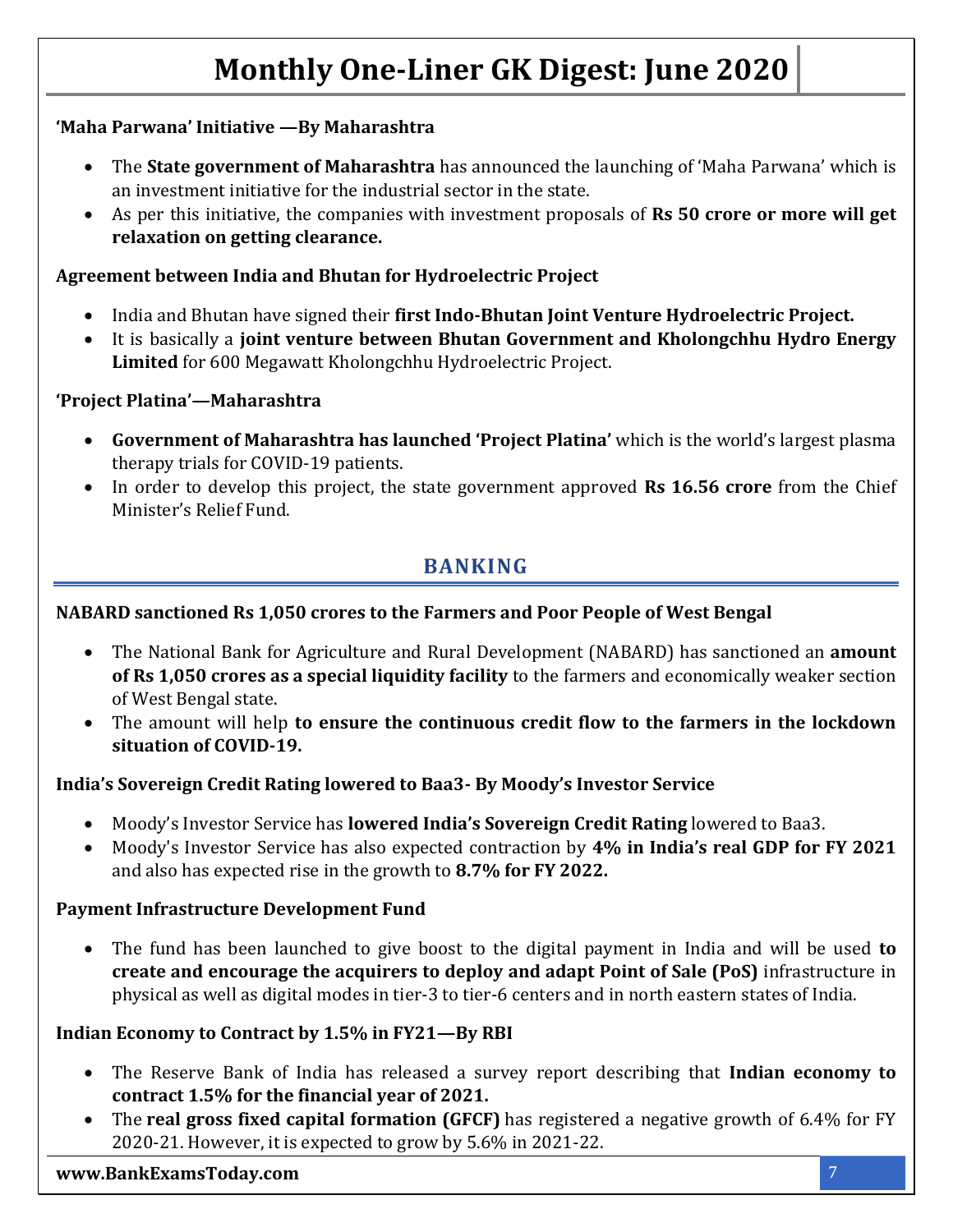**'Maha Parwana' Initiative —By Maharashtra**

- The **State government of Maharashtra** has announced the launching of 'Maha Parwana' which is an investment initiative for the industrial sector in the state.
- As per this initiative, the companies with investment proposals of **Rs 50 crore or more will get relaxation on getting clearance.**

**Agreement between India and Bhutan for Hydroelectric Project**

- India and Bhutan have signed their **first Indo-Bhutan Joint Venture Hydroelectric Project.**
- It is basically a **joint venture between Bhutan Government and Kholongchhu Hydro Energy Limited** for 600 Megawatt Kholongchhu Hydroelectric Project.

**'Project Platina'—Maharashtra**

- **Government of Maharashtra has launched 'Project Platina'** which is the world's largest plasma therapy trials for COVID-19 patients.
- In order to develop this project, the state government approved **Rs 16.56 crore** from the Chief Minister's Relief Fund.

## BANKING

**NABARD sanctioned Rs 1,050 crores to the Farmers and Poor People of West Bengal**

- The National Bank for Agriculture and Rural Development (NABARD) has sanctioned an **amount of Rs 1,050 crores as a special liquidity facility** to the farmers and economically weaker section of West Bengal state.
- The amount will help **to ensure the continuous credit flow to the farmers in the lockdown situation of COVID-19.**

**India's Sovereign Credit Rating lowered to Baa3- By Moody's Investor Service**

- Moody's Investor Service has **lowered India's Sovereign Credit Rating** lowered to Baa3.
- Moody's Investor Service has also expected contraction by **4% in India's real GDP for FY 2021** and also has expected rise in the growth to **8.7% for FY 2022.**

**Payment Infrastructure Development Fund**

- The fund has been launched to give boost to the digital payment in India and will be used **to create and encourage the acquirers to deploy and adapt Point of Sale (PoS)** infrastructure in physical as well as digital modes in tier-3 to tier-6 centers and in north eastern states of India.

**Indian Economy to Contract by 1.5% in FY21—By RBI**

- The Reserve Bank of India has released a survey report describing that **Indian economy to contract 1.5% for the financial year of 2021.**
- The **real gross fixed capital formation (GFCF)** has registered a negative growth of 6.4% for FY 2020-21. However, it is expected to grow by 5.6% in 2021-22.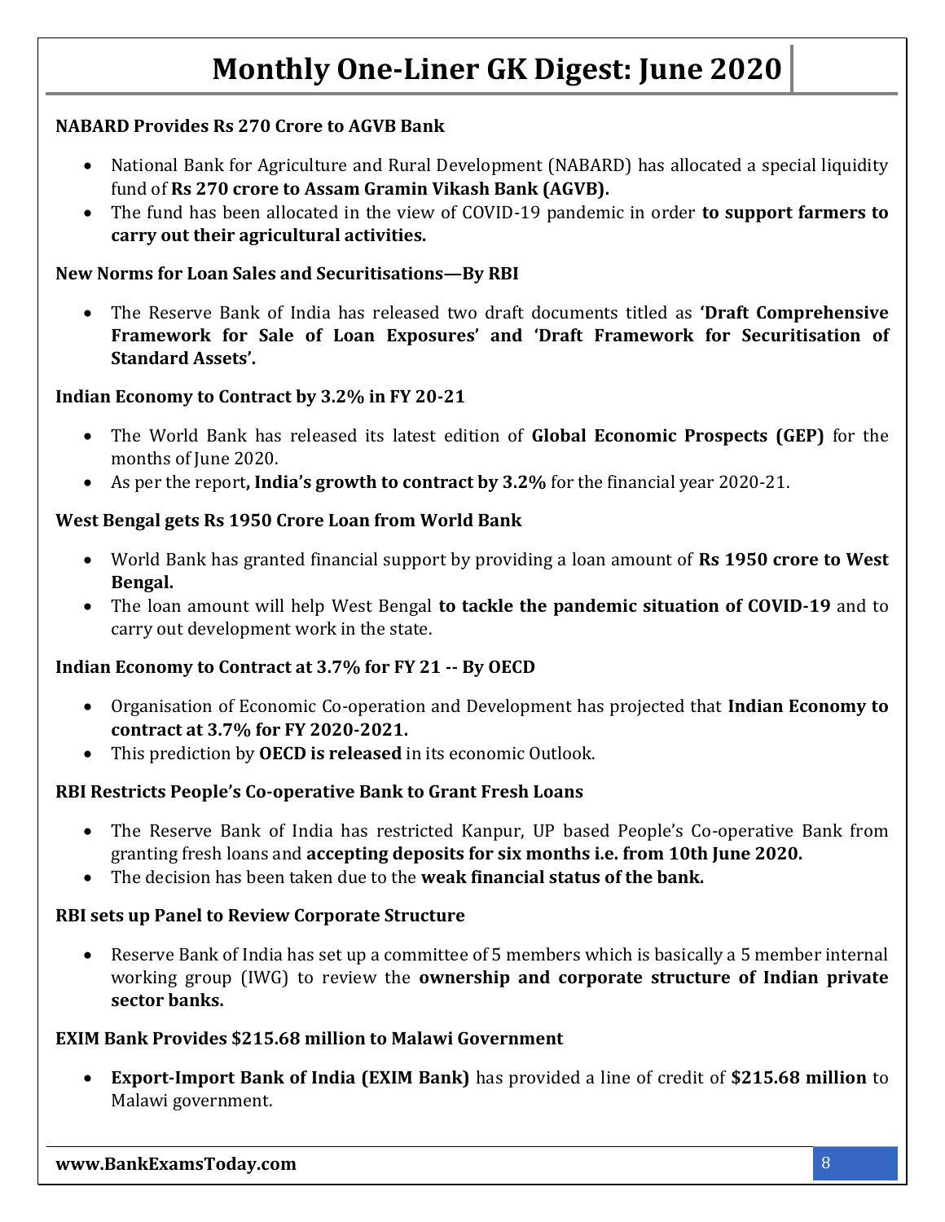**NABARD Provides Rs 270 Crore to AGVB Bank**

- National Bank for Agriculture and Rural Development (NABARD) has allocated a special liquidity fund of **Rs 270 crore to Assam Gramin Vikash Bank (AGVB).**
- The fund has been allocated in the view of COVID-19 pandemic in order **to support farmers to carry out their agricultural activities.**

**New Norms for Loan Sales and Securitisations—By RBI**

- The Reserve Bank of India has released two draft documents titled as **'Draft Comprehensive Framework for Sale of Loan Exposures' and 'Draft Framework for Securitisation of Standard Assets'.**

**Indian Economy to Contract by 3.2% in FY 20-21**

- The World Bank has released its latest edition of **Global Economic Prospects (GEP)** for the months of June 2020.
- As per the report**, India's growth to contract by 3.2%** for the financial year 2020-21.

**West Bengal gets Rs 1950 Crore Loan from World Bank**

- World Bank has granted financial support by providing a loan amount of **Rs 1950 crore to West Bengal.**
- The loan amount will help West Bengal **to tackle the pandemic situation of COVID-19** and to carry out development work in the state.

**Indian Economy to Contract at 3.7% for FY 21 -- By OECD**

- Organisation of Economic Co-operation and Development has projected that **Indian Economy to contract at 3.7% for FY 2020-2021.**
- This prediction by **OECD is released** in its economic Outlook.

**RBI Restricts People's Co-operative Bank to Grant Fresh Loans**

- The Reserve Bank of India has restricted Kanpur, UP based People's Co-operative Bank from granting fresh loans and **accepting deposits for six months i.e. from 10th June 2020.**
- The decision has been taken due to the **weak financial status of the bank.**

**RBI sets up Panel to Review Corporate Structure**

- Reserve Bank of India has set up a committee of 5 members which is basically a 5 member internal working group (IWG) to review the **ownership and corporate structure of Indian private sector banks.**

**EXIM Bank Provides $215.68 million to Malawi Government**

- **Export-Import Bank of India (EXIM Bank)** has provided a line of credit of **$215.68 million** to Malawi government.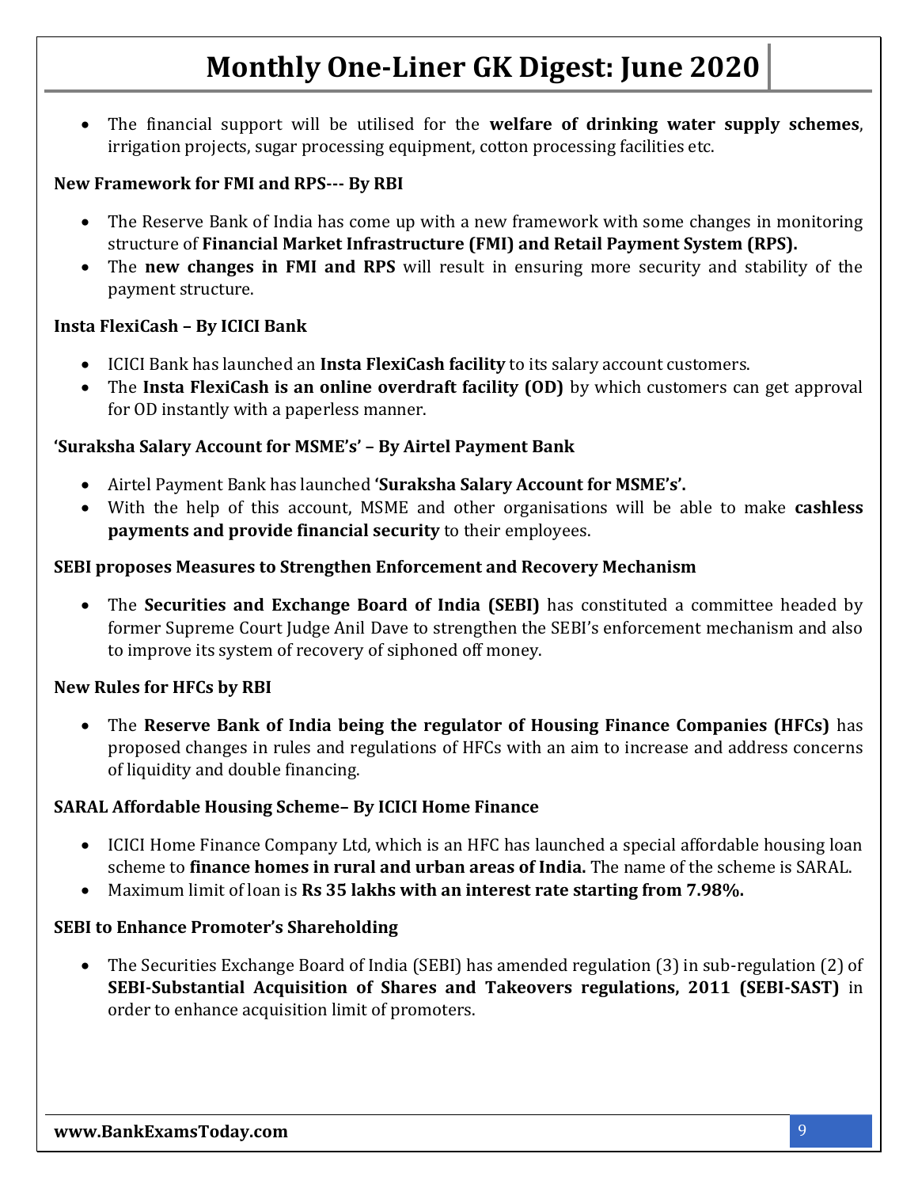- The financial support will be utilised for the **welfare of drinking water supply schemes**, irrigation projects, sugar processing equipment, cotton processing facilities etc.

### New Framework for FMI and RPS--- By RBI

- The Reserve Bank of India has come up with a new framework with some changes in monitoring structure of **Financial Market Infrastructure (FMI) and Retail Payment System (RPS).**
- The **new changes in FMI and RPS** will result in ensuring more security and stability of the payment structure.

### Insta FlexiCash – By ICICI Bank

- ICICI Bank has launched an **Insta FlexiCash facility** to its salary account customers.
- The **Insta FlexiCash is an online overdraft facility (OD)** by which customers can get approval for OD instantly with a paperless manner.

### 'Suraksha Salary Account for MSME's' – By Airtel Payment Bank

- Airtel Payment Bank has launched **'Suraksha Salary Account for MSME's'.**
- With the help of this account, MSME and other organisations will be able to make **cashless payments and provide financial security** to their employees.

### SEBI proposes Measures to Strengthen Enforcement and Recovery Mechanism

- The **Securities and Exchange Board of India (SEBI)** has constituted a committee headed by former Supreme Court Judge Anil Dave to strengthen the SEBI's enforcement mechanism and also to improve its system of recovery of siphoned off money.

### New Rules for HFCs by RBI

- The **Reserve Bank of India being the regulator of Housing Finance Companies (HFCs)** has proposed changes in rules and regulations of HFCs with an aim to increase and address concerns of liquidity and double financing.

### SARAL Affordable Housing Scheme– By ICICI Home Finance

- ICICI Home Finance Company Ltd, which is an HFC has launched a special affordable housing loan scheme to **finance homes in rural and urban areas of India.** The name of the scheme is SARAL.
- Maximum limit of loan is **Rs 35 lakhs with an interest rate starting from 7.98%.**

### SEBI to Enhance Promoter's Shareholding

- The Securities Exchange Board of India (SEBI) has amended regulation (3) in sub-regulation (2) of **SEBI-Substantial Acquisition of Shares and Takeovers regulations, 2011 (SEBI-SAST)** in order to enhance acquisition limit of promoters.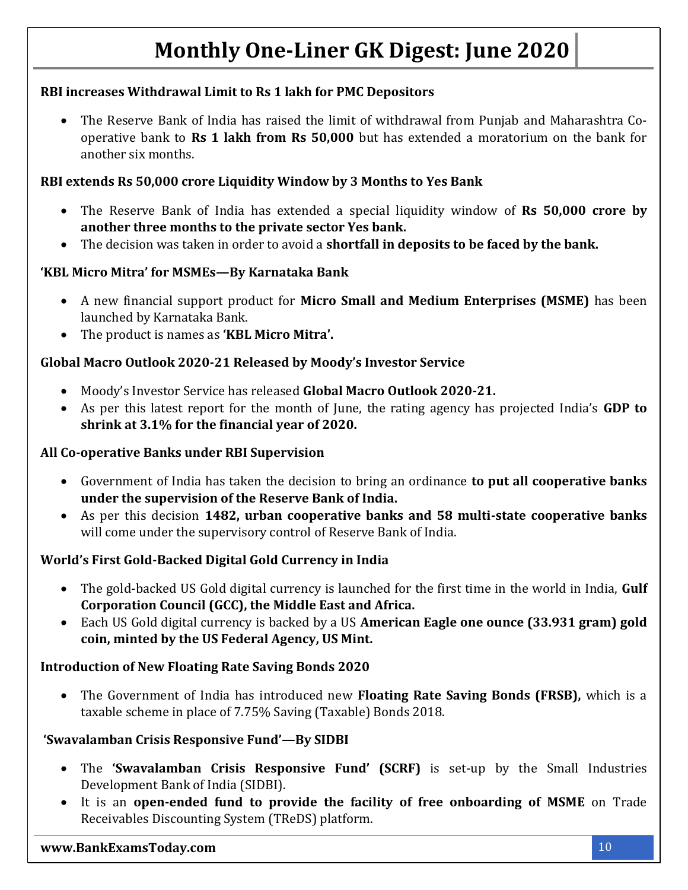**RBI increases Withdrawal Limit to Rs 1 lakh for PMC Depositors**

- The Reserve Bank of India has raised the limit of withdrawal from Punjab and Maharashtra Co-operative bank to **Rs 1 lakh from Rs 50,000** but has extended a moratorium on the bank for another six months.

**RBI extends Rs 50,000 crore Liquidity Window by 3 Months to Yes Bank**

- The Reserve Bank of India has extended a special liquidity window of **Rs 50,000 crore by another three months to the private sector Yes bank.**
- The decision was taken in order to avoid a **shortfall in deposits to be faced by the bank.**

**'KBL Micro Mitra' for MSMEs—By Karnataka Bank**

- A new financial support product for **Micro Small and Medium Enterprises (MSME)** has been launched by Karnataka Bank.
- The product is names as **'KBL Micro Mitra'.**

**Global Macro Outlook 2020-21 Released by Moody's Investor Service**

- Moody's Investor Service has released **Global Macro Outlook 2020-21.**
- As per this latest report for the month of June, the rating agency has projected India's **GDP to shrink at 3.1% for the financial year of 2020.**

**All Co-operative Banks under RBI Supervision**

- Government of India has taken the decision to bring an ordinance **to put all cooperative banks under the supervision of the Reserve Bank of India.**
- As per this decision **1482, urban cooperative banks and 58 multi-state cooperative banks** will come under the supervisory control of Reserve Bank of India.

**World's First Gold-Backed Digital Gold Currency in India**

- The gold-backed US Gold digital currency is launched for the first time in the world in India, **Gulf Corporation Council (GCC), the Middle East and Africa.**
- Each US Gold digital currency is backed by a US **American Eagle one ounce (33.931 gram) gold coin, minted by the US Federal Agency, US Mint.**

**Introduction of New Floating Rate Saving Bonds 2020**

- The Government of India has introduced new **Floating Rate Saving Bonds (FRSB),** which is a taxable scheme in place of 7.75% Saving (Taxable) Bonds 2018.

**'Swavalamban Crisis Responsive Fund'—By SIDBI**

- The **'Swavalamban Crisis Responsive Fund' (SCRF)** is set-up by the Small Industries Development Bank of India (SIDBI).
- It is an **open-ended fund to provide the facility of free onboarding of MSME** on Trade Receivables Discounting System (TReDS) platform.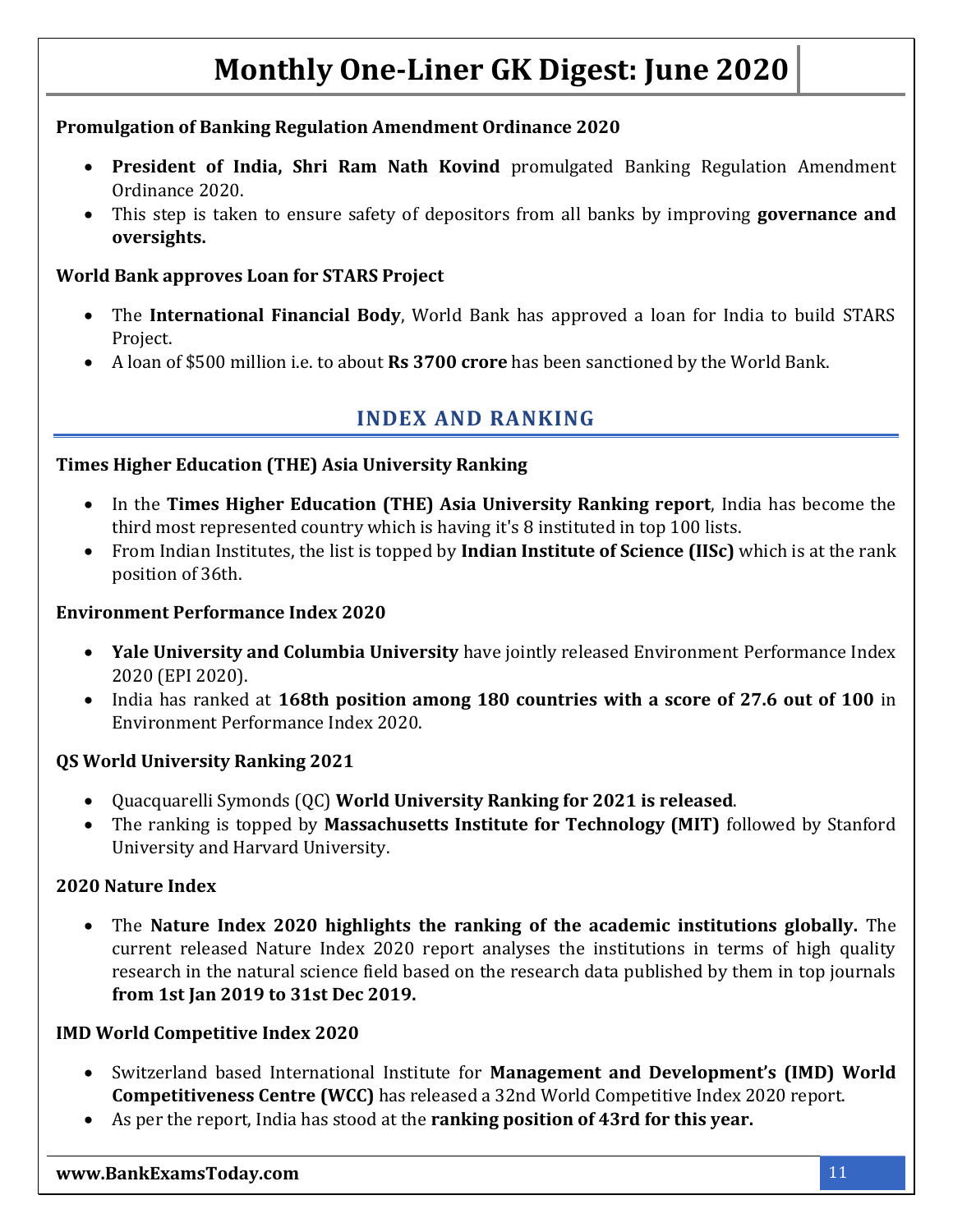**Promulgation of Banking Regulation Amendment Ordinance 2020**

- **President of India, Shri Ram Nath Kovind** promulgated Banking Regulation Amendment Ordinance 2020.
- This step is taken to ensure safety of depositors from all banks by improving **governance and oversights.**

**World Bank approves Loan for STARS Project**

- The **International Financial Body**, World Bank has approved a loan for India to build STARS Project.
- A loan of $500 million i.e. to about **Rs 3700 crore** has been sanctioned by the World Bank.

## INDEX AND RANKING

**Times Higher Education (THE) Asia University Ranking**

- In the **Times Higher Education (THE) Asia University Ranking report**, India has become the third most represented country which is having it's 8 instituted in top 100 lists.
- From Indian Institutes, the list is topped by **Indian Institute of Science (IISc)** which is at the rank position of 36th.

**Environment Performance Index 2020**

- **Yale University and Columbia University** have jointly released Environment Performance Index 2020 (EPI 2020).
- India has ranked at **168th position among 180 countries with a score of 27.6 out of 100** in Environment Performance Index 2020.

**QS World University Ranking 2021**

- Quacquarelli Symonds (QC) **World University Ranking for 2021 is released**.
- The ranking is topped by **Massachusetts Institute for Technology (MIT)** followed by Stanford University and Harvard University.

**2020 Nature Index**

- The **Nature Index 2020 highlights the ranking of the academic institutions globally.** The current released Nature Index 2020 report analyses the institutions in terms of high quality research in the natural science field based on the research data published by them in top journals **from 1st Jan 2019 to 31st Dec 2019.**

**IMD World Competitive Index 2020**

- Switzerland based International Institute for **Management and Development's (IMD) World Competitiveness Centre (WCC)** has released a 32nd World Competitive Index 2020 report.
- As per the report, India has stood at the **ranking position of 43rd for this year.**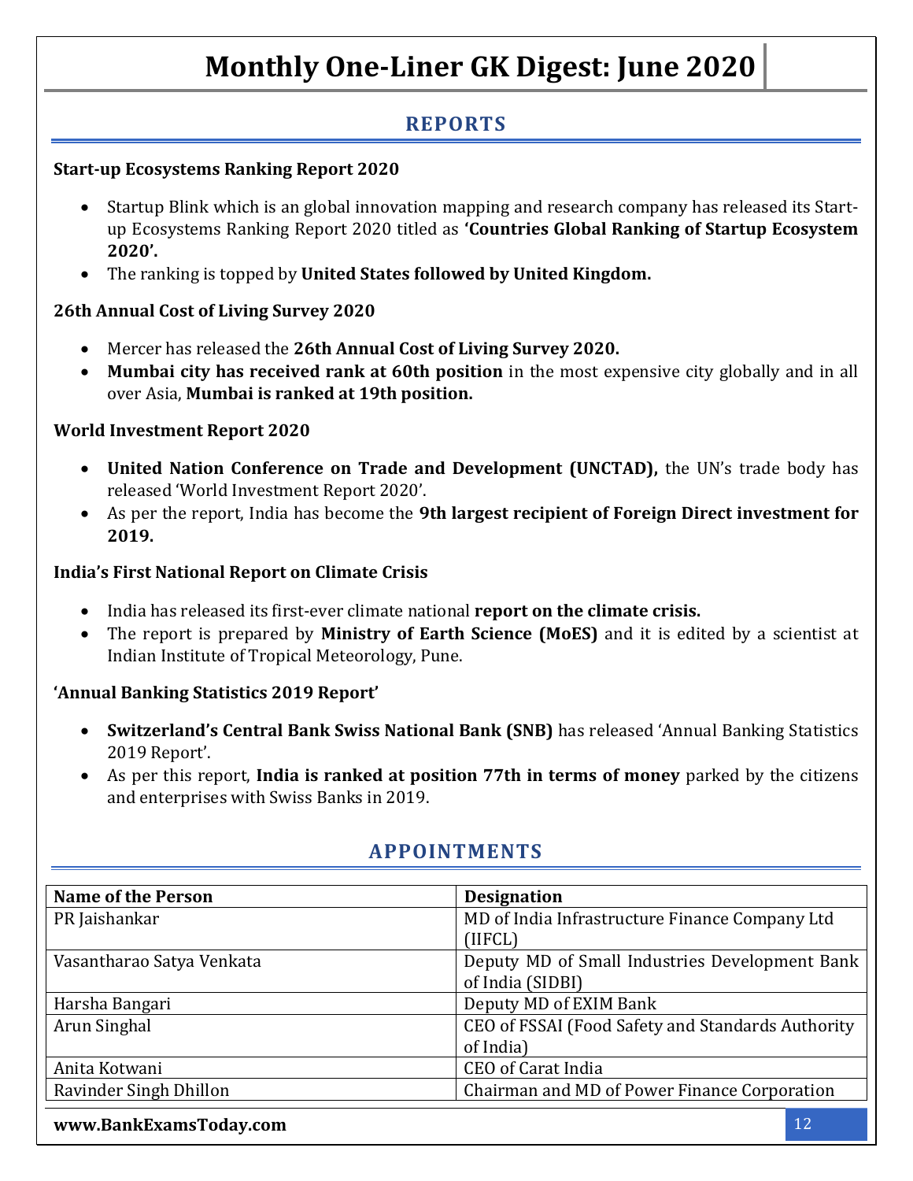## REPORTS

### Start-up Ecosystems Ranking Report 2020

- Startup Blink which is an global innovation mapping and research company has released its Start-up Ecosystems Ranking Report 2020 titled as **'Countries Global Ranking of Startup Ecosystem 2020'.**
- The ranking is topped by **United States followed by United Kingdom.**

### 26th Annual Cost of Living Survey 2020

- Mercer has released the **26th Annual Cost of Living Survey 2020.**
- **Mumbai city has received rank at 60th position** in the most expensive city globally and in all over Asia, **Mumbai is ranked at 19th position.**

### World Investment Report 2020

- **United Nation Conference on Trade and Development (UNCTAD),** the UN's trade body has released 'World Investment Report 2020'.
- As per the report, India has become the **9th largest recipient of Foreign Direct investment for 2019.**

### India's First National Report on Climate Crisis

- India has released its first-ever climate national **report on the climate crisis.**
- The report is prepared by **Ministry of Earth Science (MoES)** and it is edited by a scientist at Indian Institute of Tropical Meteorology, Pune.

### 'Annual Banking Statistics 2019 Report'

- **Switzerland's Central Bank Swiss National Bank (SNB)** has released 'Annual Banking Statistics 2019 Report'.
- As per this report, **India is ranked at position 77th in terms of money** parked by the citizens and enterprises with Swiss Banks in 2019.

## APPOINTMENTS

| Name of the Person | Designation |
|---|---|
| PR Jaishankar | MD of India Infrastructure Finance Company Ltd (IIFCL) |
| Vasantharao Satya Venkata | Deputy MD of Small Industries Development Bank of India (SIDBI) |
| Harsha Bangari | Deputy MD of EXIM Bank |
| Arun Singhal | CEO of FSSAI (Food Safety and Standards Authority of India) |
| Anita Kotwani | CEO of Carat India |
| Ravinder Singh Dhillon | Chairman and MD of Power Finance Corporation |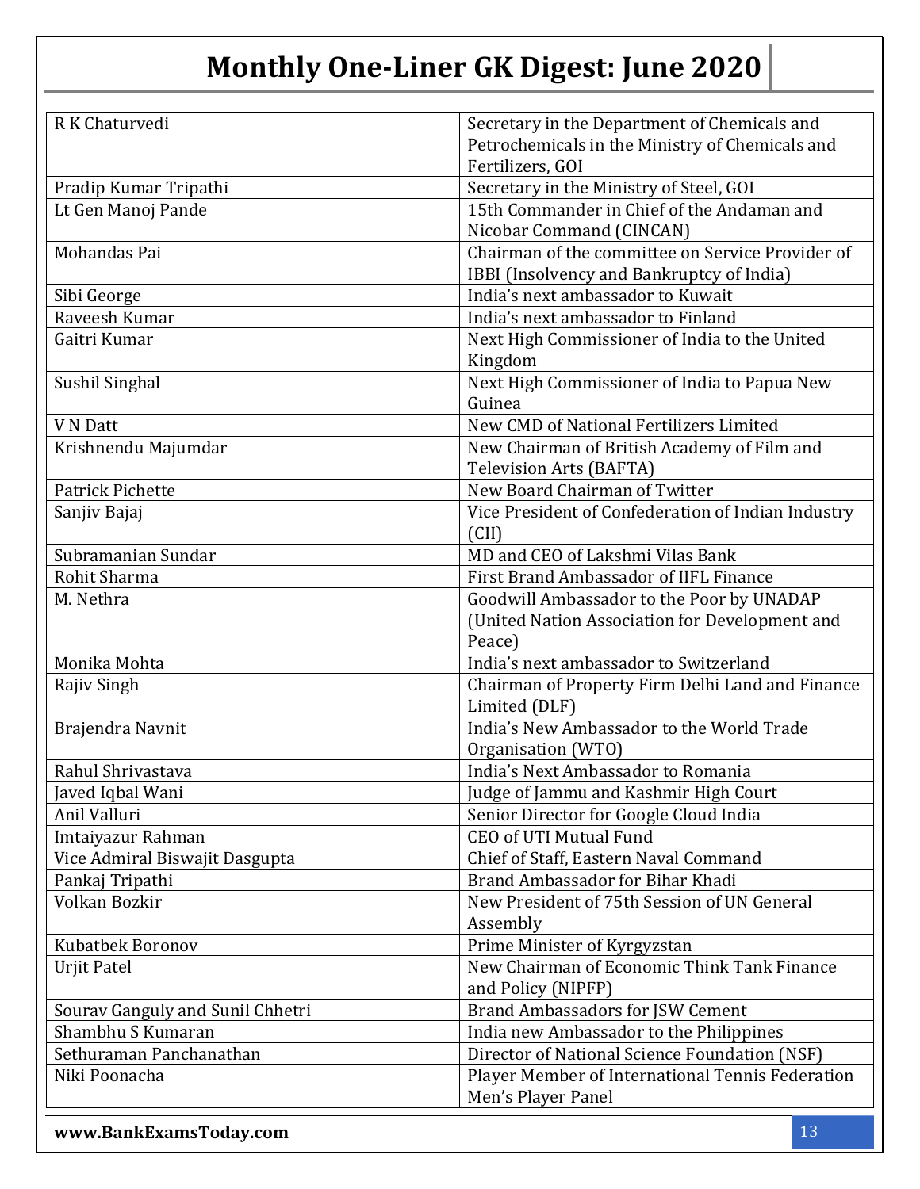| R K Chaturvedi | Secretary in the Department of Chemicals and Petrochemicals in the Ministry of Chemicals and Fertilizers, GOI |
|---|---|
| Pradip Kumar Tripathi | Secretary in the Ministry of Steel, GOI |
| Lt Gen Manoj Pande | 15th Commander in Chief of the Andaman and Nicobar Command (CINCAN) |
| Mohandas Pai | Chairman of the committee on Service Provider of IBBI (Insolvency and Bankruptcy of India) |
| Sibi George | India's next ambassador to Kuwait |
| Raveesh Kumar | India's next ambassador to Finland |
| Gaitri Kumar | Next High Commissioner of India to the United Kingdom |
| Sushil Singhal | Next High Commissioner of India to Papua New Guinea |
| V N Datt | New CMD of National Fertilizers Limited |
| Krishnendu Majumdar | New Chairman of British Academy of Film and Television Arts (BAFTA) |
| Patrick Pichette | New Board Chairman of Twitter |
| Sanjiv Bajaj | Vice President of Confederation of Indian Industry (CII) |
| Subramanian Sundar | MD and CEO of Lakshmi Vilas Bank |
| Rohit Sharma | First Brand Ambassador of IIFL Finance |
| M. Nethra | Goodwill Ambassador to the Poor by UNADAP (United Nation Association for Development and Peace) |
| Monika Mohta | India's next ambassador to Switzerland |
| Rajiv Singh | Chairman of Property Firm Delhi Land and Finance Limited (DLF) |
| Brajendra Navnit | India's New Ambassador to the World Trade Organisation (WTO) |
| Rahul Shrivastava | India's Next Ambassador to Romania |
| Javed Iqbal Wani | Judge of Jammu and Kashmir High Court |
| Anil Valluri | Senior Director for Google Cloud India |
| Imtaiyazur Rahman | CEO of UTI Mutual Fund |
| Vice Admiral Biswajit Dasgupta | Chief of Staff, Eastern Naval Command |
| Pankaj Tripathi | Brand Ambassador for Bihar Khadi |
| Volkan Bozkir | New President of 75th Session of UN General Assembly |
| Kubatbek Boronov | Prime Minister of Kyrgyzstan |
| Urjit Patel | New Chairman of Economic Think Tank Finance and Policy (NIPFP) |
| Sourav Ganguly and Sunil Chhetri | Brand Ambassadors for JSW Cement |
| Shambhu S Kumaran | India new Ambassador to the Philippines |
| Sethuraman Panchanathan | Director of National Science Foundation (NSF) |
| Niki Poonacha | Player Member of International Tennis Federation Men's Player Panel |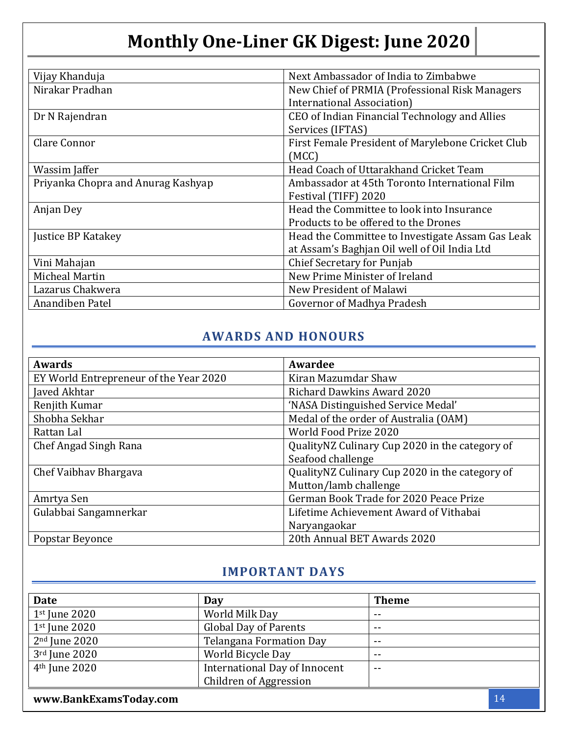| | |
|---|---|
| Vijay Khanduja | Next Ambassador of India to Zimbabwe |
| Nirakar Pradhan | New Chief of PRMIA (Professional Risk Managers International Association) |
| Dr N Rajendran | CEO of Indian Financial Technology and Allies Services (IFTAS) |
| Clare Connor | First Female President of Marylebone Cricket Club (MCC) |
| Wassim Jaffer | Head Coach of Uttarakhand Cricket Team |
| Priyanka Chopra and Anurag Kashyap | Ambassador at 45th Toronto International Film Festival (TIFF) 2020 |
| Anjan Dey | Head the Committee to look into Insurance Products to be offered to the Drones |
| Justice BP Katakey | Head the Committee to Investigate Assam Gas Leak at Assam's Baghjan Oil well of Oil India Ltd |
| Vini Mahajan | Chief Secretary for Punjab |
| Micheal Martin | New Prime Minister of Ireland |
| Lazarus Chakwera | New President of Malawi |
| Anandiben Patel | Governor of Madhya Pradesh |

## AWARDS AND HONOURS

| Awards | Awardee |
|---|---|
| EY World Entrepreneur of the Year 2020 | Kiran Mazumdar Shaw |
| Javed Akhtar | Richard Dawkins Award 2020 |
| Renjith Kumar | 'NASA Distinguished Service Medal' |
| Shobha Sekhar | Medal of the order of Australia (OAM) |
| Rattan Lal | World Food Prize 2020 |
| Chef Angad Singh Rana | QualityNZ Culinary Cup 2020 in the category of Seafood challenge |
| Chef Vaibhav Bhargava | QualityNZ Culinary Cup 2020 in the category of Mutton/lamb challenge |
| Amrtya Sen | German Book Trade for 2020 Peace Prize |
| Gulabbai Sangamnerkar | Lifetime Achievement Award of Vithabai Naryangaokar |
| Popstar Beyonce | 20th Annual BET Awards 2020 |

## IMPORTANT DAYS

| Date | Day | Theme |
|---|---|---|
| 1st June 2020 | World Milk Day | -- |
| 1st June 2020 | Global Day of Parents | -- |
| 2nd June 2020 | Telangana Formation Day | -- |
| 3rd June 2020 | World Bicycle Day | -- |
| 4th June 2020 | International Day of Innocent Children of Aggression | -- |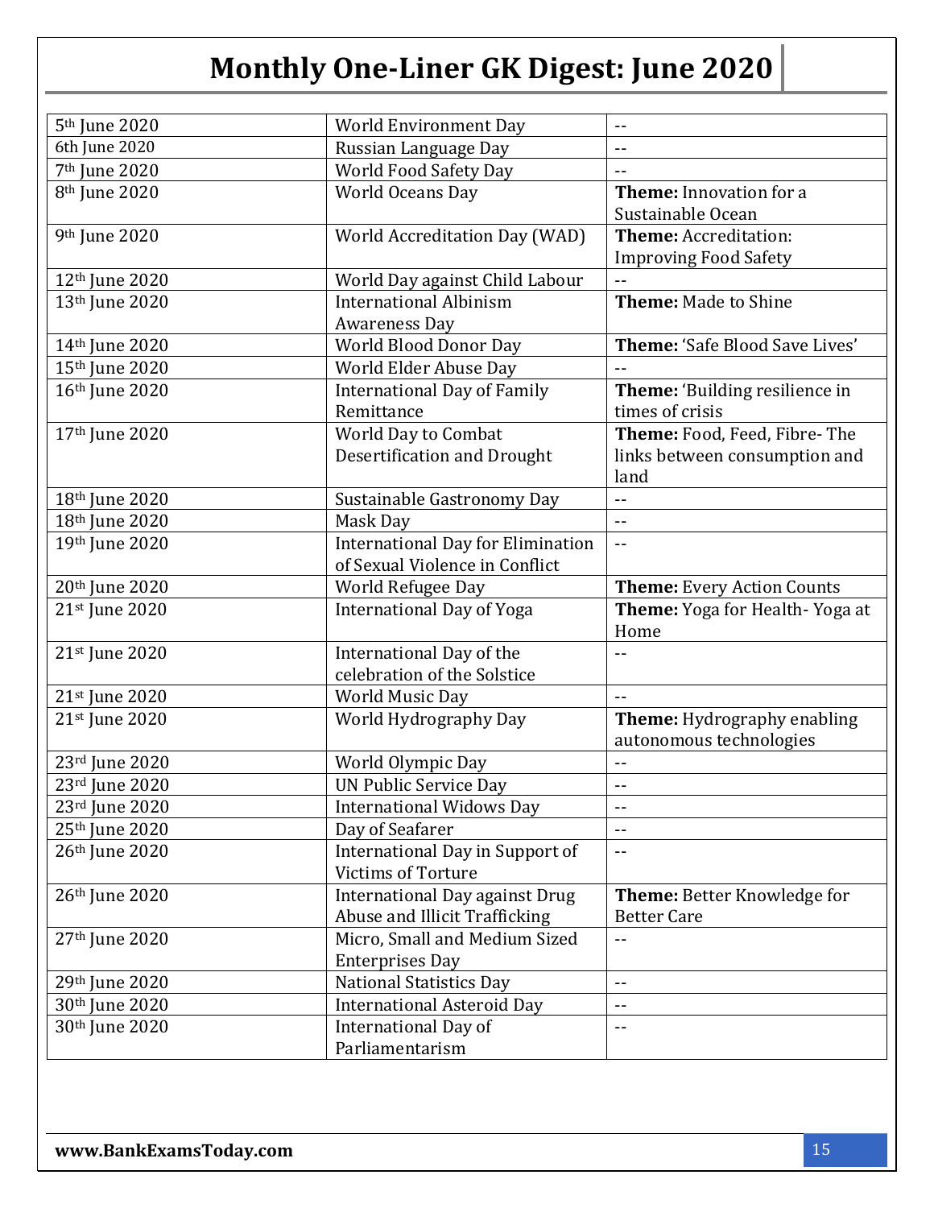| | | |
|---|---|---|
| 5th June 2020 | World Environment Day | -- |
| 6th June 2020 | Russian Language Day | -- |
| 7th June 2020 | World Food Safety Day | -- |
| 8th June 2020 | World Oceans Day | **Theme:** Innovation for a Sustainable Ocean |
| 9th June 2020 | World Accreditation Day (WAD) | **Theme:** Accreditation: Improving Food Safety |
| 12th June 2020 | World Day against Child Labour | -- |
| 13th June 2020 | International Albinism Awareness Day | **Theme:** Made to Shine |
| 14th June 2020 | World Blood Donor Day | **Theme:** 'Safe Blood Save Lives' |
| 15th June 2020 | World Elder Abuse Day | -- |
| 16th June 2020 | International Day of Family Remittance | **Theme:** 'Building resilience in times of crisis |
| 17th June 2020 | World Day to Combat Desertification and Drought | **Theme:** Food, Feed, Fibre- The links between consumption and land |
| 18th June 2020 | Sustainable Gastronomy Day | -- |
| 18th June 2020 | Mask Day | -- |
| 19th June 2020 | International Day for Elimination of Sexual Violence in Conflict | -- |
| 20th June 2020 | World Refugee Day | **Theme:** Every Action Counts |
| 21st June 2020 | International Day of Yoga | **Theme:** Yoga for Health- Yoga at Home |
| 21st June 2020 | International Day of the celebration of the Solstice | -- |
| 21st June 2020 | World Music Day | -- |
| 21st June 2020 | World Hydrography Day | **Theme:** Hydrography enabling autonomous technologies |
| 23rd June 2020 | World Olympic Day | -- |
| 23rd June 2020 | UN Public Service Day | -- |
| 23rd June 2020 | International Widows Day | -- |
| 25th June 2020 | Day of Seafarer | -- |
| 26th June 2020 | International Day in Support of Victims of Torture | -- |
| 26th June 2020 | International Day against Drug Abuse and Illicit Trafficking | **Theme:** Better Knowledge for Better Care |
| 27th June 2020 | Micro, Small and Medium Sized Enterprises Day | -- |
| 29th June 2020 | National Statistics Day | -- |
| 30th June 2020 | International Asteroid Day | -- |
| 30th June 2020 | International Day of Parliamentarism | -- |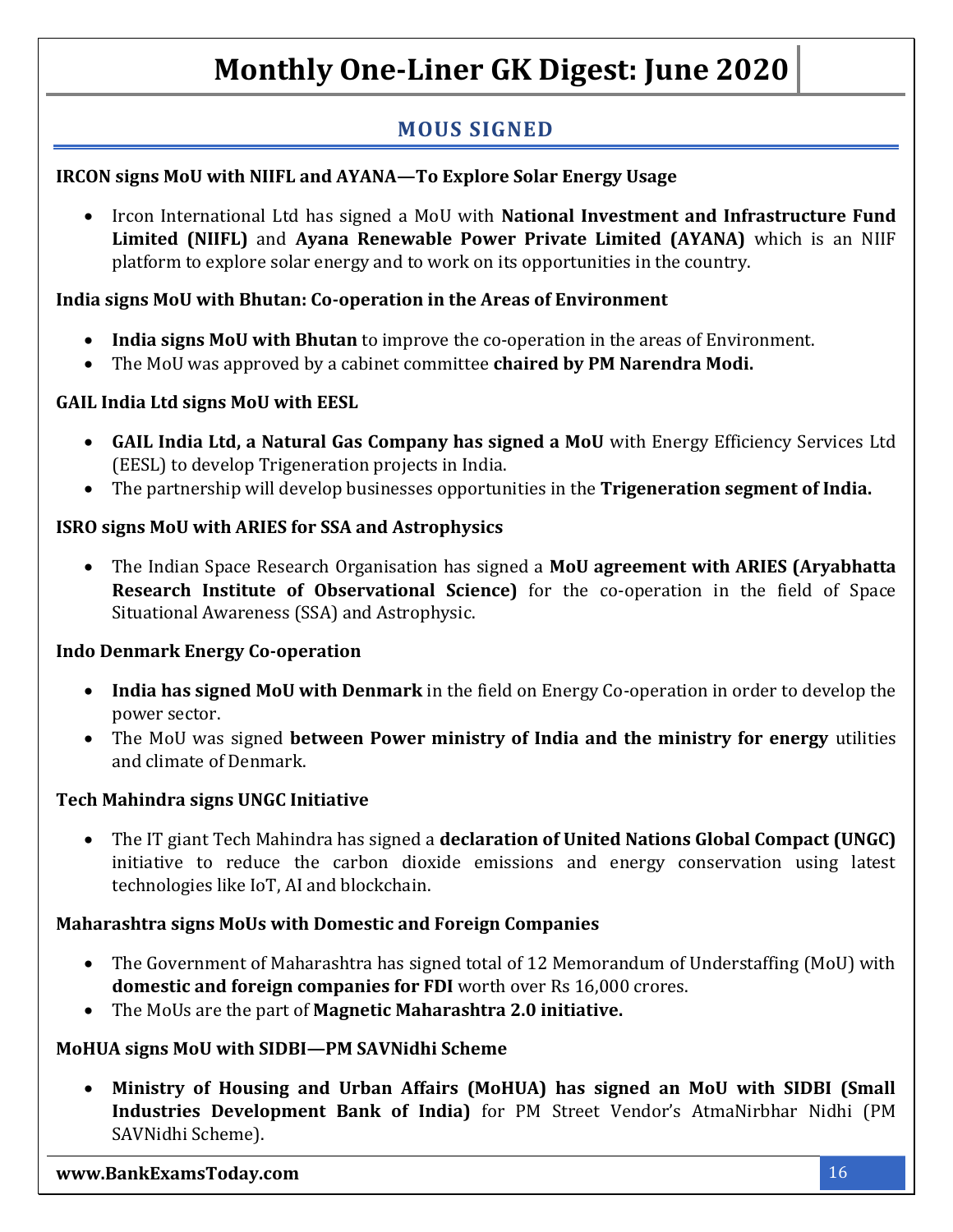## MOUS SIGNED

**IRCON signs MoU with NIIFL and AYANA—To Explore Solar Energy Usage**

- Ircon International Ltd has signed a MoU with **National Investment and Infrastructure Fund Limited (NIIFL)** and **Ayana Renewable Power Private Limited (AYANA)** which is an NIIF platform to explore solar energy and to work on its opportunities in the country.

**India signs MoU with Bhutan: Co-operation in the Areas of Environment**

- **India signs MoU with Bhutan** to improve the co-operation in the areas of Environment.
- The MoU was approved by a cabinet committee **chaired by PM Narendra Modi.**

**GAIL India Ltd signs MoU with EESL**

- **GAIL India Ltd, a Natural Gas Company has signed a MoU** with Energy Efficiency Services Ltd (EESL) to develop Trigeneration projects in India.
- The partnership will develop businesses opportunities in the **Trigeneration segment of India.**

**ISRO signs MoU with ARIES for SSA and Astrophysics**

- The Indian Space Research Organisation has signed a **MoU agreement with ARIES (Aryabhatta Research Institute of Observational Science)** for the co-operation in the field of Space Situational Awareness (SSA) and Astrophysic.

**Indo Denmark Energy Co-operation**

- **India has signed MoU with Denmark** in the field on Energy Co-operation in order to develop the power sector.
- The MoU was signed **between Power ministry of India and the ministry for energy** utilities and climate of Denmark.

**Tech Mahindra signs UNGC Initiative**

- The IT giant Tech Mahindra has signed a **declaration of United Nations Global Compact (UNGC)** initiative to reduce the carbon dioxide emissions and energy conservation using latest technologies like IoT, AI and blockchain.

**Maharashtra signs MoUs with Domestic and Foreign Companies**

- The Government of Maharashtra has signed total of 12 Memorandum of Understaffing (MoU) with **domestic and foreign companies for FDI** worth over Rs 16,000 crores.
- The MoUs are the part of **Magnetic Maharashtra 2.0 initiative.**

**MoHUA signs MoU with SIDBI—PM SAVNidhi Scheme**

- **Ministry of Housing and Urban Affairs (MoHUA) has signed an MoU with SIDBI (Small Industries Development Bank of India)** for PM Street Vendor's AtmaNirbhar Nidhi (PM SAVNidhi Scheme).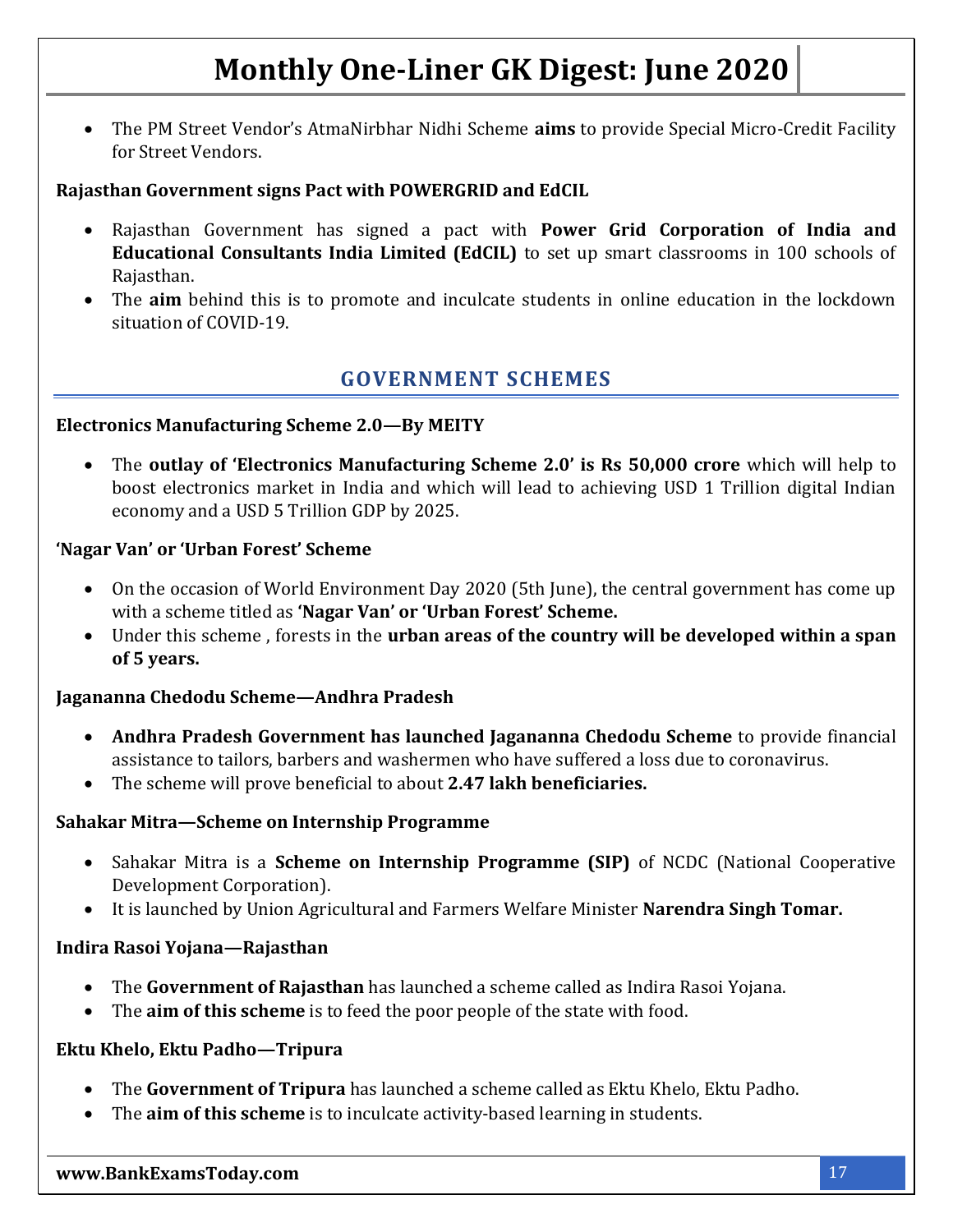- The PM Street Vendor's AtmaNirbhar Nidhi Scheme **aims** to provide Special Micro-Credit Facility for Street Vendors.

**Rajasthan Government signs Pact with POWERGRID and EdCIL**

- Rajasthan Government has signed a pact with **Power Grid Corporation of India and Educational Consultants India Limited (EdCIL)** to set up smart classrooms in 100 schools of Rajasthan.
- The **aim** behind this is to promote and inculcate students in online education in the lockdown situation of COVID-19.

## GOVERNMENT SCHEMES

**Electronics Manufacturing Scheme 2.0—By MEITY**

- The **outlay of 'Electronics Manufacturing Scheme 2.0' is Rs 50,000 crore** which will help to boost electronics market in India and which will lead to achieving USD 1 Trillion digital Indian economy and a USD 5 Trillion GDP by 2025.

**'Nagar Van' or 'Urban Forest' Scheme**

- On the occasion of World Environment Day 2020 (5th June), the central government has come up with a scheme titled as **'Nagar Van' or 'Urban Forest' Scheme.**
- Under this scheme , forests in the **urban areas of the country will be developed within a span of 5 years.**

**Jagananna Chedodu Scheme—Andhra Pradesh**

- **Andhra Pradesh Government has launched Jagananna Chedodu Scheme** to provide financial assistance to tailors, barbers and washermen who have suffered a loss due to coronavirus.
- The scheme will prove beneficial to about **2.47 lakh beneficiaries.**

**Sahakar Mitra—Scheme on Internship Programme**

- Sahakar Mitra is a **Scheme on Internship Programme (SIP)** of NCDC (National Cooperative Development Corporation).
- It is launched by Union Agricultural and Farmers Welfare Minister **Narendra Singh Tomar.**

**Indira Rasoi Yojana—Rajasthan**

- The **Government of Rajasthan** has launched a scheme called as Indira Rasoi Yojana.
- The **aim of this scheme** is to feed the poor people of the state with food.

**Ektu Khelo, Ektu Padho—Tripura**

- The **Government of Tripura** has launched a scheme called as Ektu Khelo, Ektu Padho.
- The **aim of this scheme** is to inculcate activity-based learning in students.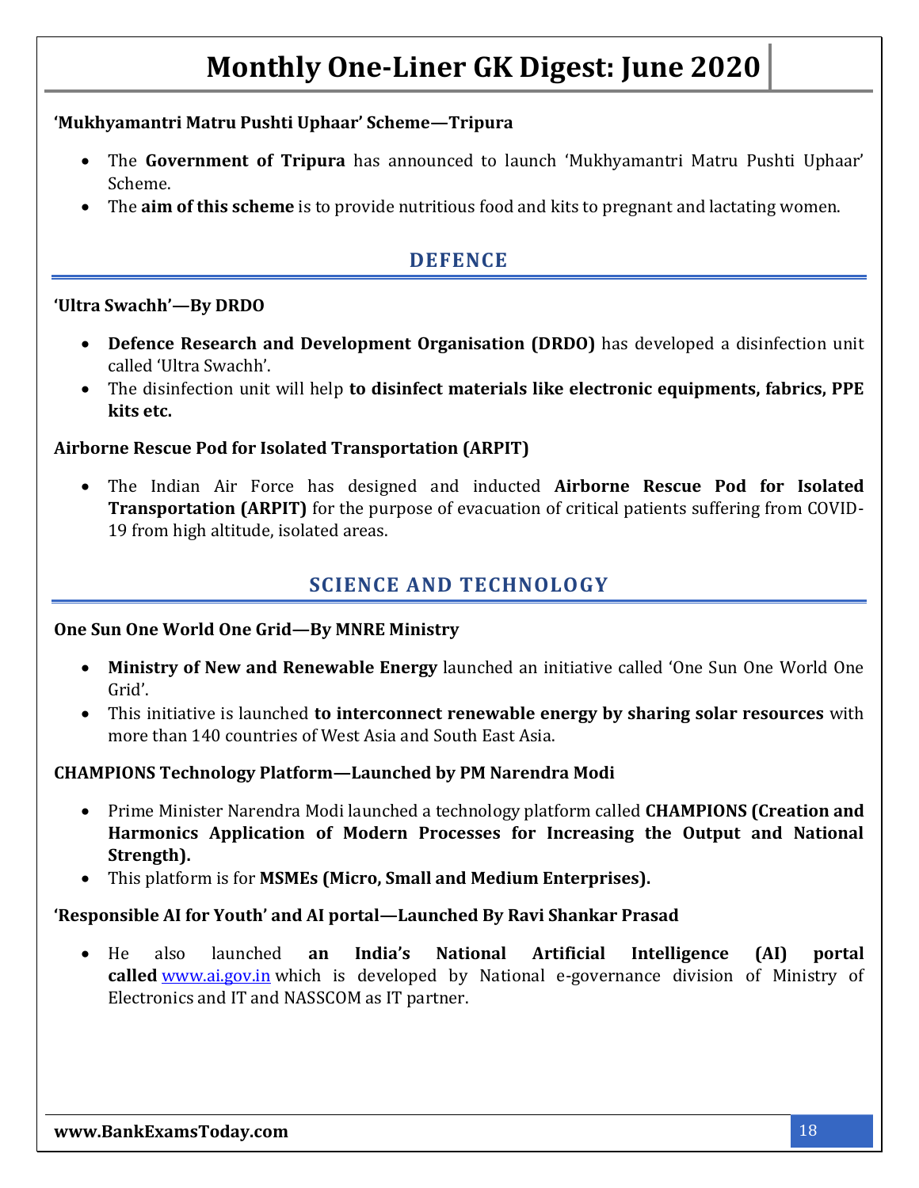**'Mukhyamantri Matru Pushti Uphaar' Scheme—Tripura**

- The **Government of Tripura** has announced to launch 'Mukhyamantri Matru Pushti Uphaar' Scheme.
- The **aim of this scheme** is to provide nutritious food and kits to pregnant and lactating women.

## DEFENCE

**'Ultra Swachh'—By DRDO**

- **Defence Research and Development Organisation (DRDO)** has developed a disinfection unit called 'Ultra Swachh'.
- The disinfection unit will help **to disinfect materials like electronic equipments, fabrics, PPE kits etc.**

**Airborne Rescue Pod for Isolated Transportation (ARPIT)**

- The Indian Air Force has designed and inducted **Airborne Rescue Pod for Isolated Transportation (ARPIT)** for the purpose of evacuation of critical patients suffering from COVID-19 from high altitude, isolated areas.

## SCIENCE AND TECHNOLOGY

**One Sun One World One Grid—By MNRE Ministry**

- **Ministry of New and Renewable Energy** launched an initiative called 'One Sun One World One Grid'.
- This initiative is launched **to interconnect renewable energy by sharing solar resources** with more than 140 countries of West Asia and South East Asia.

**CHAMPIONS Technology Platform—Launched by PM Narendra Modi**

- Prime Minister Narendra Modi launched a technology platform called **CHAMPIONS (Creation and Harmonics Application of Modern Processes for Increasing the Output and National Strength).**
- This platform is for **MSMEs (Micro, Small and Medium Enterprises).**

**'Responsible AI for Youth' and AI portal—Launched By Ravi Shankar Prasad**

- He also launched **an India's National Artificial Intelligence (AI) portal called** www.ai.gov.in which is developed by National e-governance division of Ministry of Electronics and IT and NASSCOM as IT partner.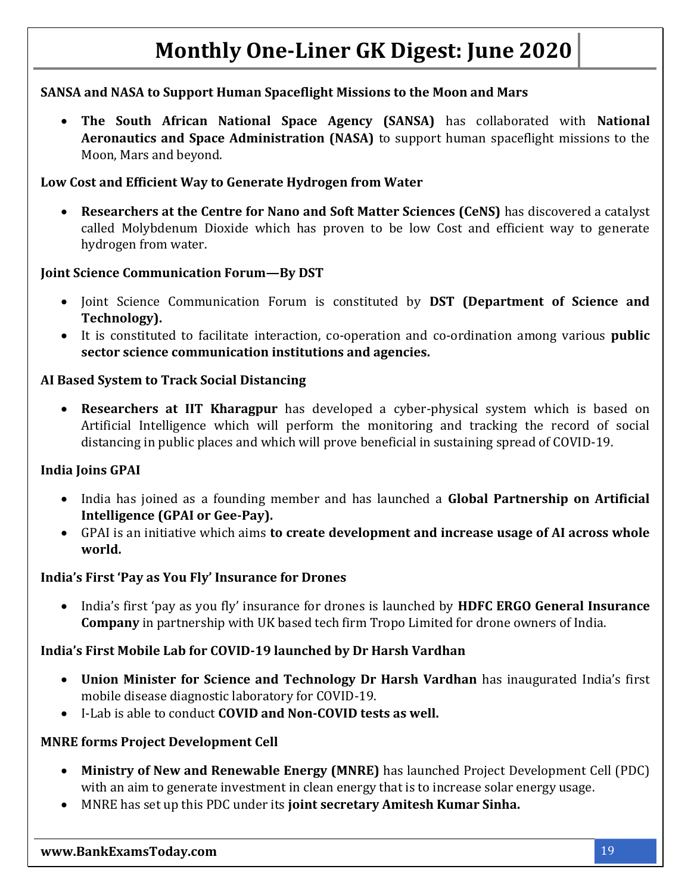**SANSA and NASA to Support Human Spaceflight Missions to the Moon and Mars**

- **The South African National Space Agency (SANSA)** has collaborated with **National Aeronautics and Space Administration (NASA)** to support human spaceflight missions to the Moon, Mars and beyond.

**Low Cost and Efficient Way to Generate Hydrogen from Water**

- **Researchers at the Centre for Nano and Soft Matter Sciences (CeNS)** has discovered a catalyst called Molybdenum Dioxide which has proven to be low Cost and efficient way to generate hydrogen from water.

**Joint Science Communication Forum—By DST**

- Joint Science Communication Forum is constituted by **DST (Department of Science and Technology).**
- It is constituted to facilitate interaction, co-operation and co-ordination among various **public sector science communication institutions and agencies.**

**AI Based System to Track Social Distancing**

- **Researchers at IIT Kharagpur** has developed a cyber-physical system which is based on Artificial Intelligence which will perform the monitoring and tracking the record of social distancing in public places and which will prove beneficial in sustaining spread of COVID-19.

**India Joins GPAI**

- India has joined as a founding member and has launched a **Global Partnership on Artificial Intelligence (GPAI or Gee-Pay).**
- GPAI is an initiative which aims **to create development and increase usage of AI across whole world.**

**India's First 'Pay as You Fly' Insurance for Drones**

- India's first 'pay as you fly' insurance for drones is launched by **HDFC ERGO General Insurance Company** in partnership with UK based tech firm Tropo Limited for drone owners of India.

**India's First Mobile Lab for COVID-19 launched by Dr Harsh Vardhan**

- **Union Minister for Science and Technology Dr Harsh Vardhan** has inaugurated India's first mobile disease diagnostic laboratory for COVID-19.
- I-Lab is able to conduct **COVID and Non-COVID tests as well.**

**MNRE forms Project Development Cell**

- **Ministry of New and Renewable Energy (MNRE)** has launched Project Development Cell (PDC) with an aim to generate investment in clean energy that is to increase solar energy usage.
- MNRE has set up this PDC under its **joint secretary Amitesh Kumar Sinha.**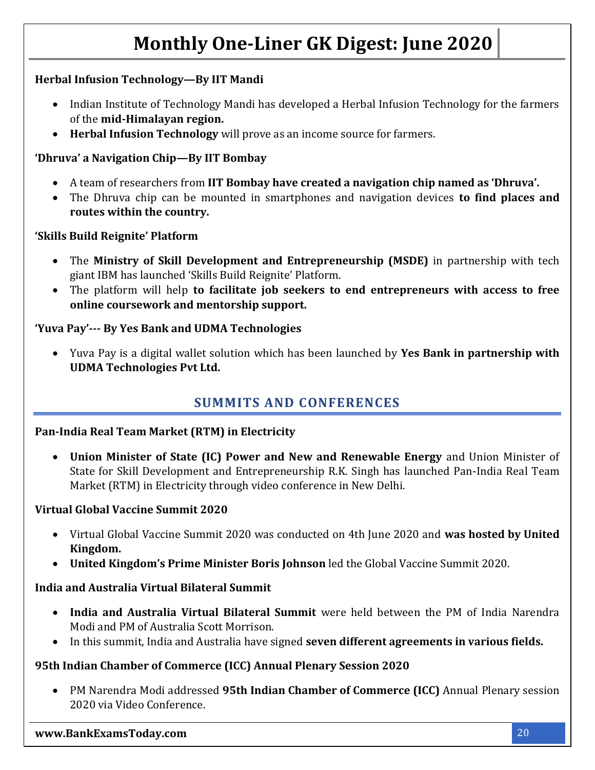**Herbal Infusion Technology—By IIT Mandi**

- Indian Institute of Technology Mandi has developed a Herbal Infusion Technology for the farmers of the **mid-Himalayan region.**
- **Herbal Infusion Technology** will prove as an income source for farmers.

**'Dhruva' a Navigation Chip—By IIT Bombay**

- A team of researchers from **IIT Bombay have created a navigation chip named as 'Dhruva'.**
- The Dhruva chip can be mounted in smartphones and navigation devices **to find places and routes within the country.**

**'Skills Build Reignite' Platform**

- The **Ministry of Skill Development and Entrepreneurship (MSDE)** in partnership with tech giant IBM has launched 'Skills Build Reignite' Platform.
- The platform will help **to facilitate job seekers to end entrepreneurs with access to free online coursework and mentorship support.**

**'Yuva Pay'--- By Yes Bank and UDMA Technologies**

- Yuva Pay is a digital wallet solution which has been launched by **Yes Bank in partnership with UDMA Technologies Pvt Ltd.**

## SUMMITS AND CONFERENCES

**Pan-India Real Team Market (RTM) in Electricity**

- **Union Minister of State (IC) Power and New and Renewable Energy** and Union Minister of State for Skill Development and Entrepreneurship R.K. Singh has launched Pan-India Real Team Market (RTM) in Electricity through video conference in New Delhi.

**Virtual Global Vaccine Summit 2020**

- Virtual Global Vaccine Summit 2020 was conducted on 4th June 2020 and **was hosted by United Kingdom.**
- **United Kingdom's Prime Minister Boris Johnson** led the Global Vaccine Summit 2020.

**India and Australia Virtual Bilateral Summit**

- **India and Australia Virtual Bilateral Summit** were held between the PM of India Narendra Modi and PM of Australia Scott Morrison.
- In this summit, India and Australia have signed **seven different agreements in various fields.**

**95th Indian Chamber of Commerce (ICC) Annual Plenary Session 2020**

- PM Narendra Modi addressed **95th Indian Chamber of Commerce (ICC)** Annual Plenary session 2020 via Video Conference.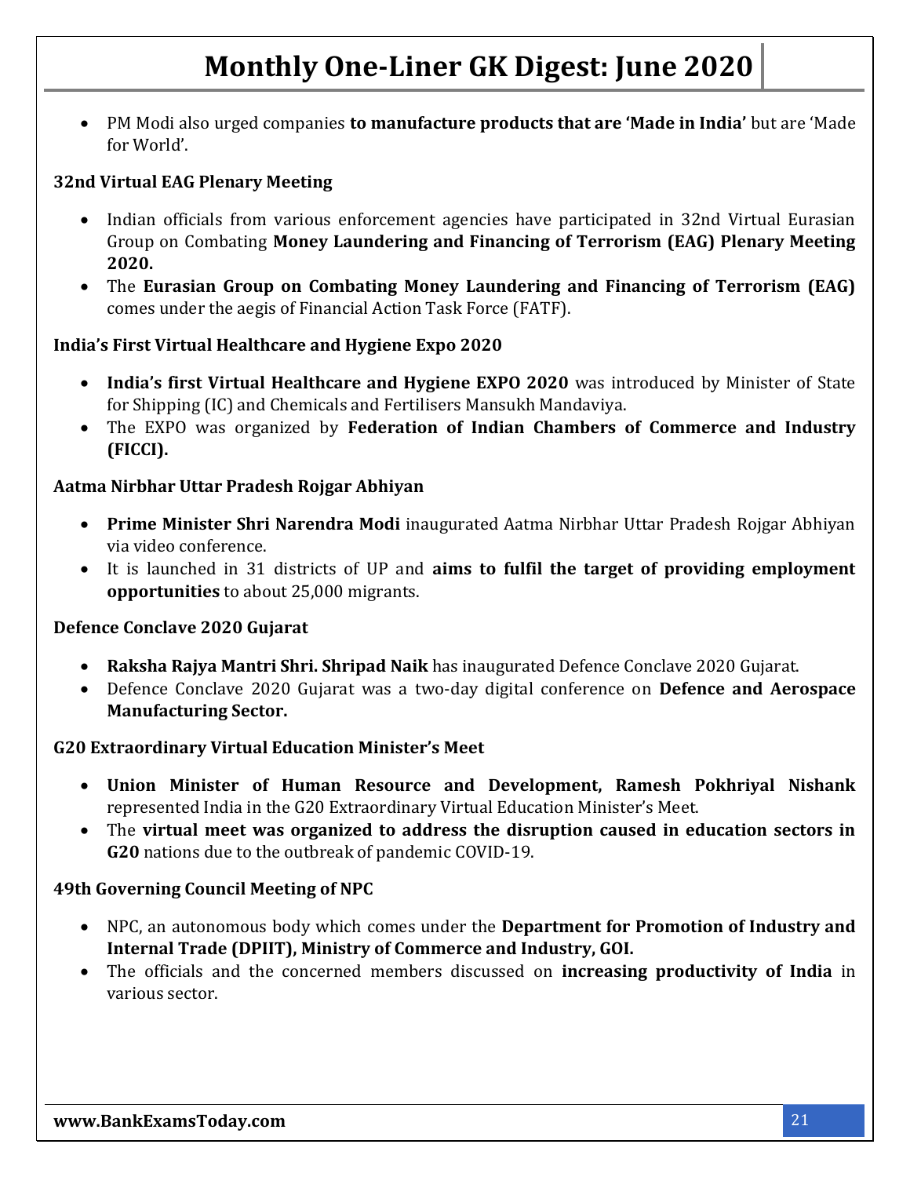- PM Modi also urged companies **to manufacture products that are 'Made in India'** but are 'Made for World'.

**32nd Virtual EAG Plenary Meeting**

- Indian officials from various enforcement agencies have participated in 32nd Virtual Eurasian Group on Combating **Money Laundering and Financing of Terrorism (EAG) Plenary Meeting 2020.**
- The **Eurasian Group on Combating Money Laundering and Financing of Terrorism (EAG)** comes under the aegis of Financial Action Task Force (FATF).

**India's First Virtual Healthcare and Hygiene Expo 2020**

- **India's first Virtual Healthcare and Hygiene EXPO 2020** was introduced by Minister of State for Shipping (IC) and Chemicals and Fertilisers Mansukh Mandaviya.
- The EXPO was organized by **Federation of Indian Chambers of Commerce and Industry (FICCI).**

**Aatma Nirbhar Uttar Pradesh Rojgar Abhiyan**

- **Prime Minister Shri Narendra Modi** inaugurated Aatma Nirbhar Uttar Pradesh Rojgar Abhiyan via video conference.
- It is launched in 31 districts of UP and **aims to fulfil the target of providing employment opportunities** to about 25,000 migrants.

**Defence Conclave 2020 Gujarat**

- **Raksha Rajya Mantri Shri. Shripad Naik** has inaugurated Defence Conclave 2020 Gujarat.
- Defence Conclave 2020 Gujarat was a two-day digital conference on **Defence and Aerospace Manufacturing Sector.**

**G20 Extraordinary Virtual Education Minister's Meet**

- **Union Minister of Human Resource and Development, Ramesh Pokhriyal Nishank** represented India in the G20 Extraordinary Virtual Education Minister's Meet.
- The **virtual meet was organized to address the disruption caused in education sectors in G20** nations due to the outbreak of pandemic COVID-19.

**49th Governing Council Meeting of NPC**

- NPC, an autonomous body which comes under the **Department for Promotion of Industry and Internal Trade (DPIIT), Ministry of Commerce and Industry, GOI.**
- The officials and the concerned members discussed on **increasing productivity of India** in various sector.